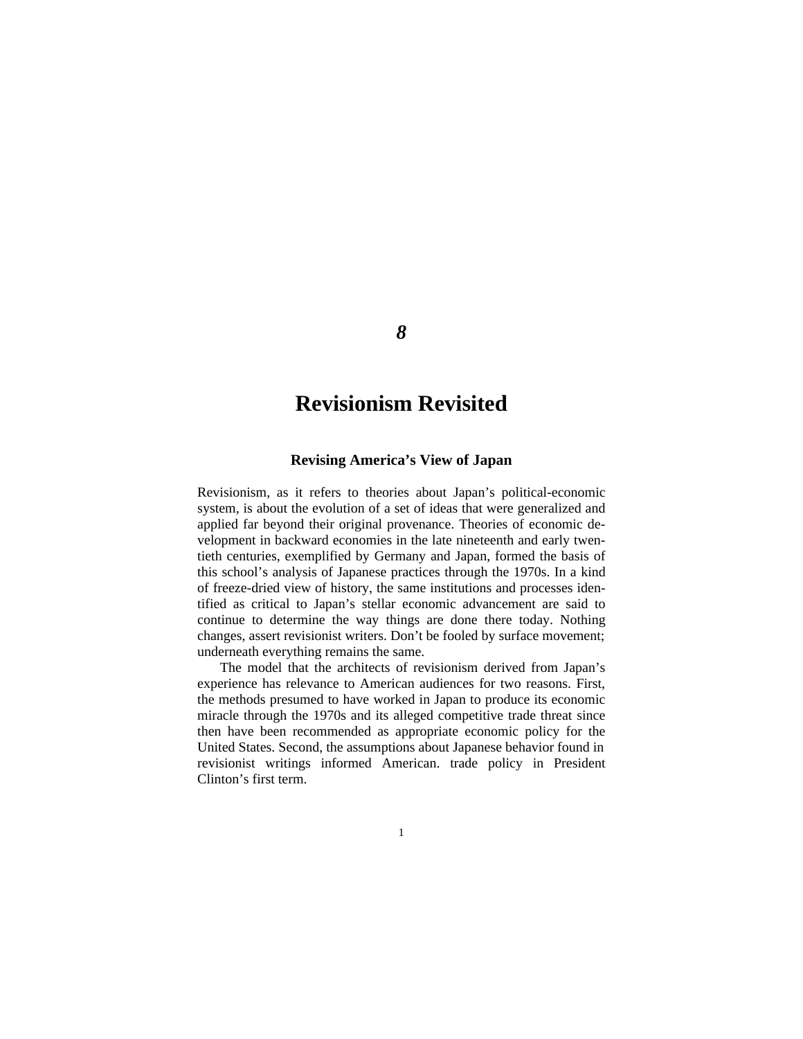# 8

# Revisionism Revisited

## Revising America's View of Japan

Revisionism, as it refers to theories about Japan's political-economic system, is about the evolution of a set of ideas that were generalized and applied far beyond their original provenance. Theories of economic development in backward economies in the late nineteenth and early twentieth centuries, exemplified by Germany and Japan, formed the basis of this school's analysis of Japanese practices through the 1970s. In a kind of freeze-dried view of history, the same institutions and processes identified as critical to Japan's stellar economic advancement are said to continue to determine the way things are done there today. Nothing changes, assert revisionist writers. Don't be fooled by surface movement; underneath everything remains the same.

The model that the architects of revisionism derived from Japan's experience has relevance to American audiences for two reasons. First, the methods presumed to have worked in Japan to produce its economic miracle through the 1970s and its alleged competitive trade threat since then have been recommended as appropriate economic policy for the United States. Second, the assumptions about Japanese behavior found in revisionist writings informed American. trade policy in President Clinton's first term.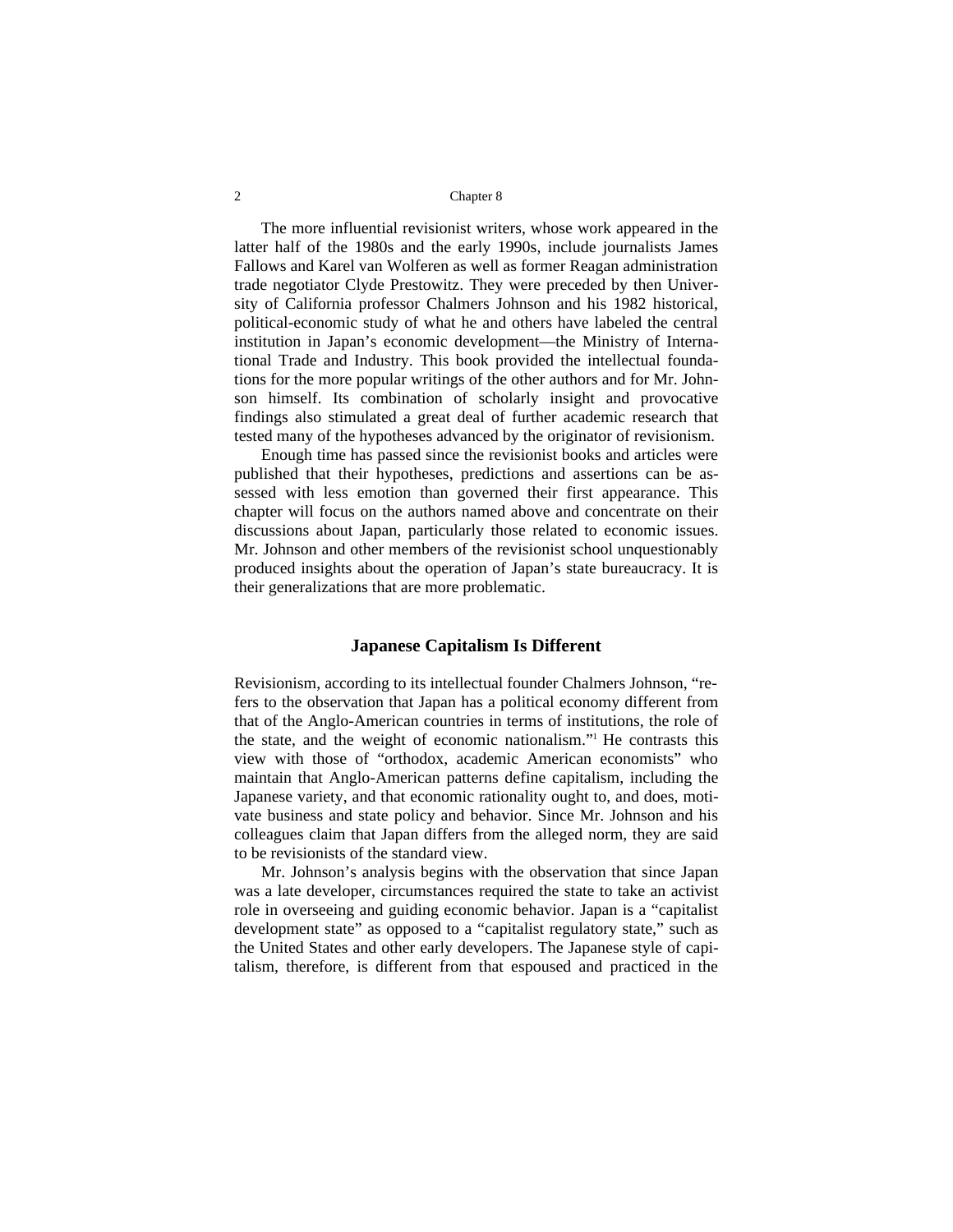The more influential revisionist writers, whose work appeared in the latter half of the 1980s and the early 1990s, include journalists James Fallows and Karel van Wolferen as well as former Reagan administration trade negotiator Clyde Prestowitz. They were preceded by then University of California professor Chalmers Johnson and his 1982 historical, political-economic study of what he and others have labeled the central institution in Japan's economic development—the Ministry of International Trade and Industry. This book provided the intellectual foundations for the more popular writings of the other authors and for Mr. Johnson himself. Its combination of scholarly insight and provocative findings also stimulated a great deal of further academic research that tested many of the hypotheses advanced by the originator of revisionism.

Enough time has passed since the revisionist books and articles were published that their hypotheses, predictions and assertions can be assessed with less emotion than governed their first appearance. This chapter will focus on the authors named above and concentrate on their discussions about Japan, particularly those related to economic issues. Mr. Johnson and other members of the revisionist school unquestionably produced insights about the operation of Japan's state bureaucracy. It is their generalizations that are more problematic.

## Japanese Capitalism Is Different

Revisionism, according to its intellectual founder Chalmers Johnson, "refers to the observation that Japan has a political economy different from that of the Anglo-American countries in terms of institutions, the role of the state, and the weight of economic nationalism."[1] He contrasts this view with those of "orthodox, academic American economists" who maintain that Anglo-American patterns define capitalism, including the Japanese variety, and that economic rationality ought to, and does, motivate business and state policy and behavior. Since Mr. Johnson and his colleagues claim that Japan differs from the alleged norm, they are said to be revisionists of the standard view.

Mr. Johnson's analysis begins with the observation that since Japan was a late developer, circumstances required the state to take an activist role in overseeing and guiding economic behavior. Japan is a "capitalist development state" as opposed to a "capitalist regulatory state," such as the United States and other early developers. The Japanese style of capitalism, therefore, is different from that espoused and practiced in the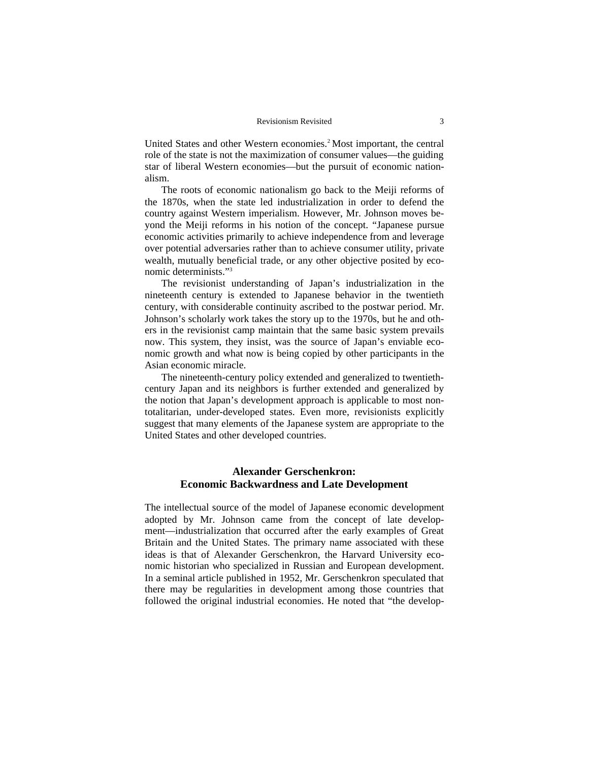United States and other Western economies.[2] Most important, the central role of the state is not the maximization of consumer values—the guiding star of liberal Western economies—but the pursuit of economic nationalism.

The roots of economic nationalism go back to the Meiji reforms of the 1870s, when the state led industrialization in order to defend the country against Western imperialism. However, Mr. Johnson moves beyond the Meiji reforms in his notion of the concept. "Japanese pursue economic activities primarily to achieve independence from and leverage over potential adversaries rather than to achieve consumer utility, private wealth, mutually beneficial trade, or any other objective posited by economic determinists."[3]

The revisionist understanding of Japan's industrialization in the nineteenth century is extended to Japanese behavior in the twentieth century, with considerable continuity ascribed to the postwar period. Mr. Johnson's scholarly work takes the story up to the 1970s, but he and others in the revisionist camp maintain that the same basic system prevails now. This system, they insist, was the source of Japan's enviable economic growth and what now is being copied by other participants in the Asian economic miracle.

The nineteenth-century policy extended and generalized to twentieth-century Japan and its neighbors is further extended and generalized by the notion that Japan's development approach is applicable to most non-totalitarian, under-developed states. Even more, revisionists explicitly suggest that many elements of the Japanese system are appropriate to the United States and other developed countries.

## Alexander Gerschenkron: Economic Backwardness and Late Development

The intellectual source of the model of Japanese economic development adopted by Mr. Johnson came from the concept of late development—industrialization that occurred after the early examples of Great Britain and the United States. The primary name associated with these ideas is that of Alexander Gerschenkron, the Harvard University economic historian who specialized in Russian and European development. In a seminal article published in 1952, Mr. Gerschenkron speculated that there may be regularities in development among those countries that followed the original industrial economies. He noted that "the develop-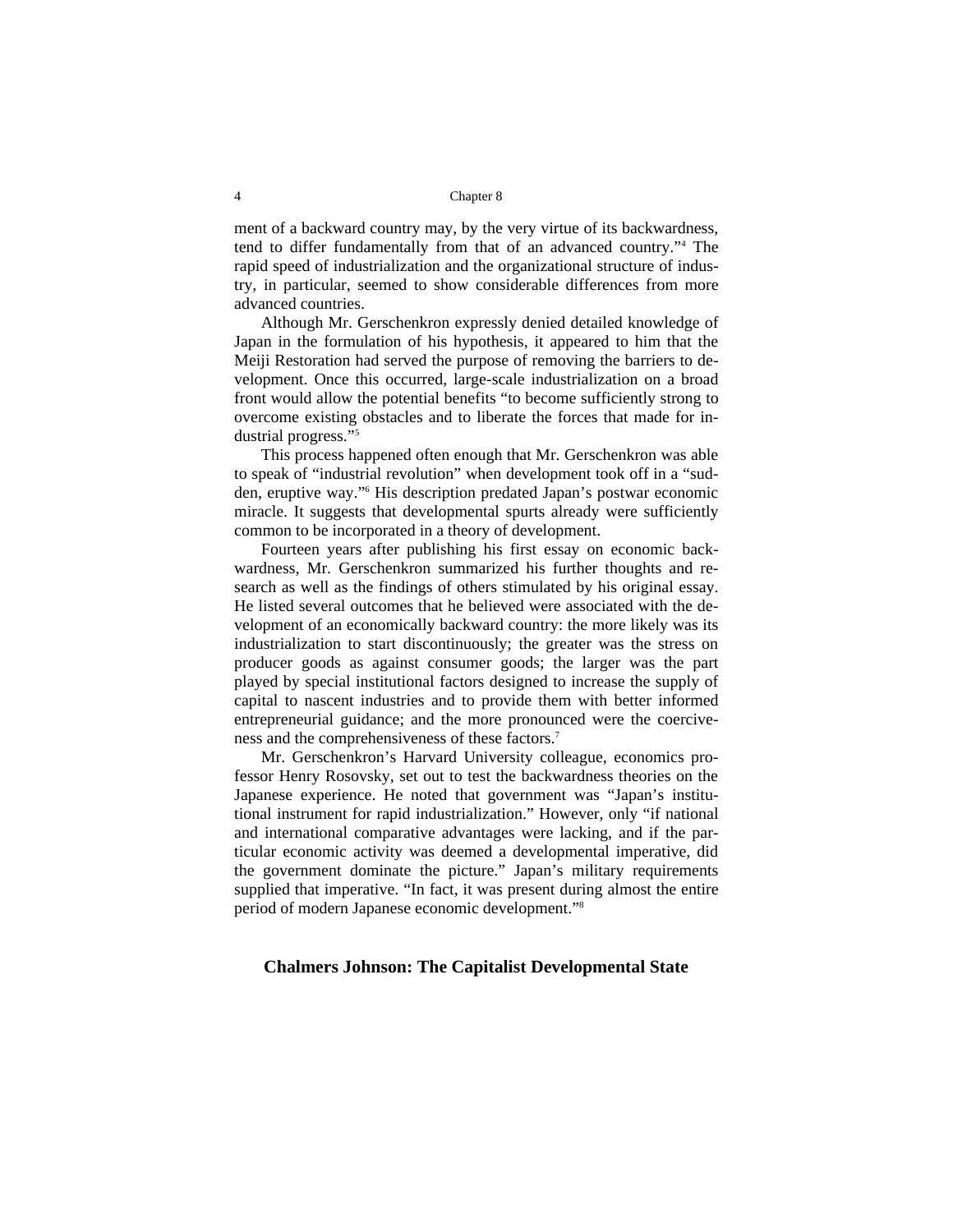ment of a backward country may, by the very virtue of its backwardness, tend to differ fundamentally from that of an advanced country."[4] The rapid speed of industrialization and the organizational structure of industry, in particular, seemed to show considerable differences from more advanced countries.

Although Mr. Gerschenkron expressly denied detailed knowledge of Japan in the formulation of his hypothesis, it appeared to him that the Meiji Restoration had served the purpose of removing the barriers to development. Once this occurred, large-scale industrialization on a broad front would allow the potential benefits "to become sufficiently strong to overcome existing obstacles and to liberate the forces that made for industrial progress."[5]

This process happened often enough that Mr. Gerschenkron was able to speak of "industrial revolution" when development took off in a "sudden, eruptive way."[6] His description predated Japan's postwar economic miracle. It suggests that developmental spurts already were sufficiently common to be incorporated in a theory of development.

Fourteen years after publishing his first essay on economic backwardness, Mr. Gerschenkron summarized his further thoughts and research as well as the findings of others stimulated by his original essay. He listed several outcomes that he believed were associated with the development of an economically backward country: the more likely was its industrialization to start discontinuously; the greater was the stress on producer goods as against consumer goods; the larger was the part played by special institutional factors designed to increase the supply of capital to nascent industries and to provide them with better informed entrepreneurial guidance; and the more pronounced were the coerciveness and the comprehensiveness of these factors.[7]

Mr. Gerschenkron's Harvard University colleague, economics professor Henry Rosovsky, set out to test the backwardness theories on the Japanese experience. He noted that government was "Japan's institutional instrument for rapid industrialization." However, only "if national and international comparative advantages were lacking, and if the particular economic activity was deemed a developmental imperative, did the government dominate the picture." Japan's military requirements supplied that imperative. "In fact, it was present during almost the entire period of modern Japanese economic development."[8]

## Chalmers Johnson: The Capitalist Developmental State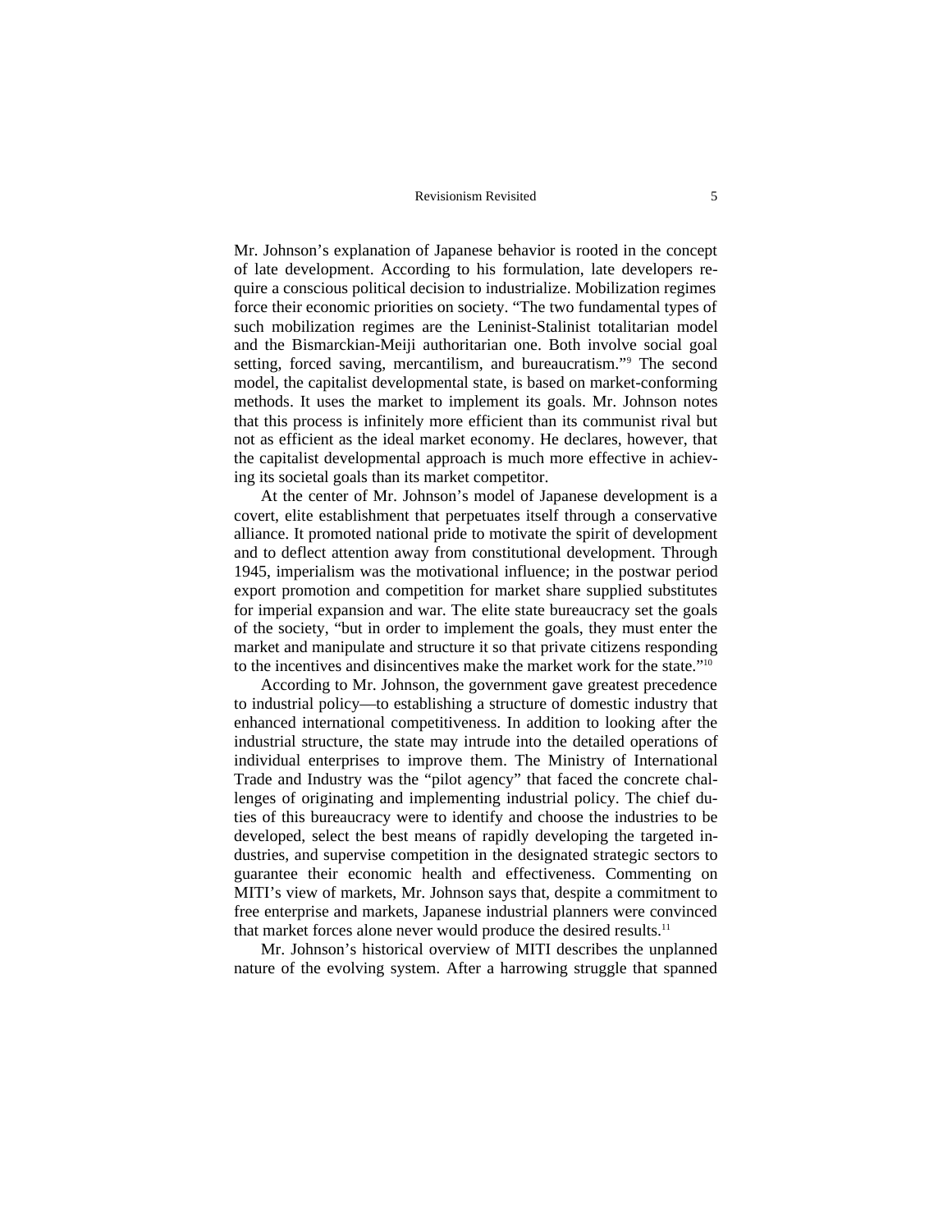Mr. Johnson's explanation of Japanese behavior is rooted in the concept of late development. According to his formulation, late developers require a conscious political decision to industrialize. Mobilization regimes force their economic priorities on society. "The two fundamental types of such mobilization regimes are the Leninist-Stalinist totalitarian model and the Bismarckian-Meiji authoritarian one. Both involve social goal setting, forced saving, mercantilism, and bureaucratism."[9] The second model, the capitalist developmental state, is based on market-conforming methods. It uses the market to implement its goals. Mr. Johnson notes that this process is infinitely more efficient than its communist rival but not as efficient as the ideal market economy. He declares, however, that the capitalist developmental approach is much more effective in achieving its societal goals than its market competitor.

At the center of Mr. Johnson's model of Japanese development is a covert, elite establishment that perpetuates itself through a conservative alliance. It promoted national pride to motivate the spirit of development and to deflect attention away from constitutional development. Through 1945, imperialism was the motivational influence; in the postwar period export promotion and competition for market share supplied substitutes for imperial expansion and war. The elite state bureaucracy set the goals of the society, "but in order to implement the goals, they must enter the market and manipulate and structure it so that private citizens responding to the incentives and disincentives make the market work for the state."[10]

According to Mr. Johnson, the government gave greatest precedence to industrial policy—to establishing a structure of domestic industry that enhanced international competitiveness. In addition to looking after the industrial structure, the state may intrude into the detailed operations of individual enterprises to improve them. The Ministry of International Trade and Industry was the "pilot agency" that faced the concrete challenges of originating and implementing industrial policy. The chief duties of this bureaucracy were to identify and choose the industries to be developed, select the best means of rapidly developing the targeted industries, and supervise competition in the designated strategic sectors to guarantee their economic health and effectiveness. Commenting on MITI's view of markets, Mr. Johnson says that, despite a commitment to free enterprise and markets, Japanese industrial planners were convinced that market forces alone never would produce the desired results.[11]

Mr. Johnson's historical overview of MITI describes the unplanned nature of the evolving system. After a harrowing struggle that spanned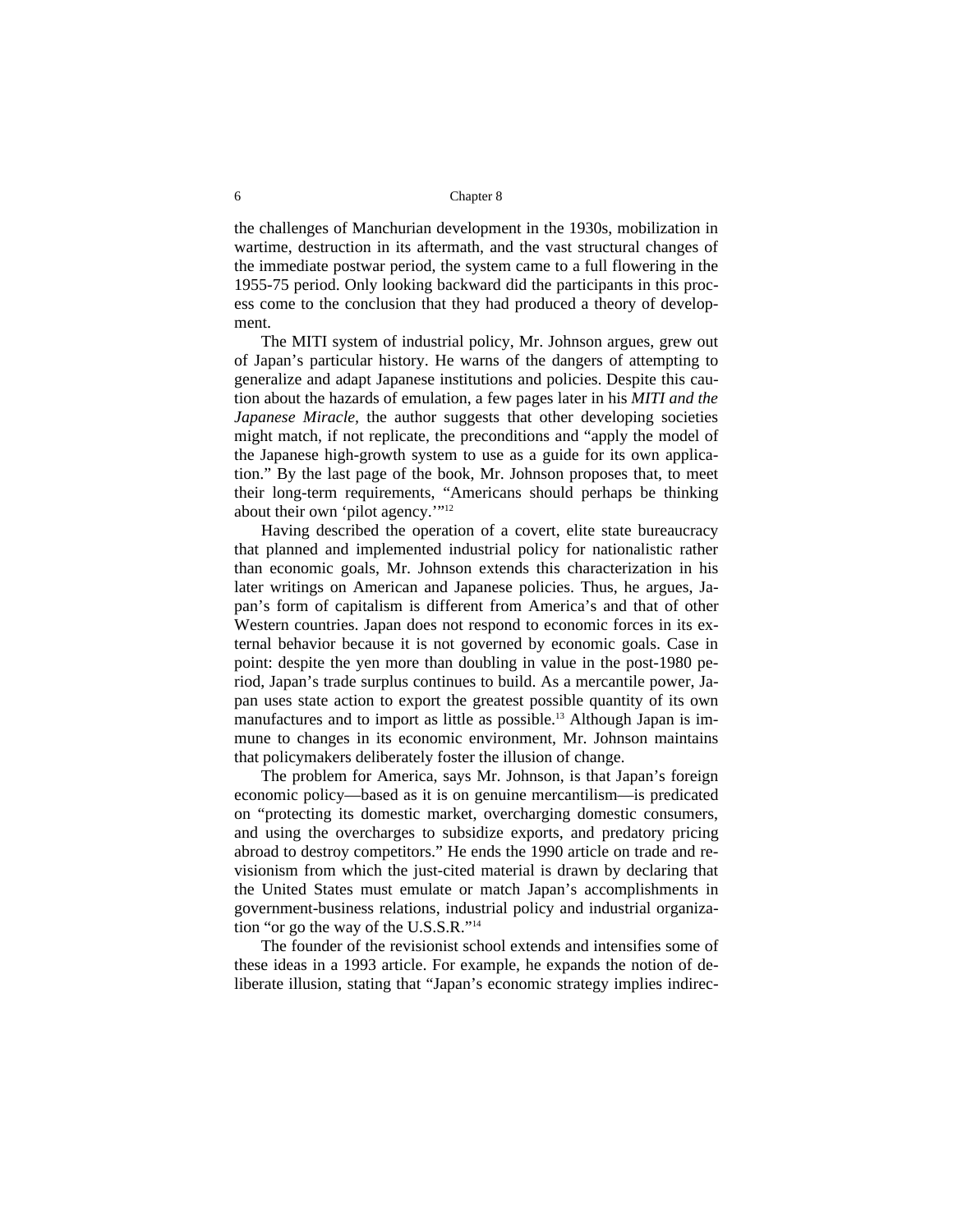the challenges of Manchurian development in the 1930s, mobilization in wartime, destruction in its aftermath, and the vast structural changes of the immediate postwar period, the system came to a full flowering in the 1955-75 period. Only looking backward did the participants in this process come to the conclusion that they had produced a theory of development.

The MITI system of industrial policy, Mr. Johnson argues, grew out of Japan's particular history. He warns of the dangers of attempting to generalize and adapt Japanese institutions and policies. Despite this caution about the hazards of emulation, a few pages later in his *MITI and the Japanese Miracle*, the author suggests that other developing societies might match, if not replicate, the preconditions and "apply the model of the Japanese high-growth system to use as a guide for its own application." By the last page of the book, Mr. Johnson proposes that, to meet their long-term requirements, "Americans should perhaps be thinking about their own 'pilot agency.'"[12]

Having described the operation of a covert, elite state bureaucracy that planned and implemented industrial policy for nationalistic rather than economic goals, Mr. Johnson extends this characterization in his later writings on American and Japanese policies. Thus, he argues, Japan's form of capitalism is different from America's and that of other Western countries. Japan does not respond to economic forces in its external behavior because it is not governed by economic goals. Case in point: despite the yen more than doubling in value in the post-1980 period, Japan's trade surplus continues to build. As a mercantile power, Japan uses state action to export the greatest possible quantity of its own manufactures and to import as little as possible.[13] Although Japan is immune to changes in its economic environment, Mr. Johnson maintains that policymakers deliberately foster the illusion of change.

The problem for America, says Mr. Johnson, is that Japan's foreign economic policy—based as it is on genuine mercantilism—is predicated on "protecting its domestic market, overcharging domestic consumers, and using the overcharges to subsidize exports, and predatory pricing abroad to destroy competitors." He ends the 1990 article on trade and revisionism from which the just-cited material is drawn by declaring that the United States must emulate or match Japan's accomplishments in government-business relations, industrial policy and industrial organization "or go the way of the U.S.S.R."[14]

The founder of the revisionist school extends and intensifies some of these ideas in a 1993 article. For example, he expands the notion of deliberate illusion, stating that "Japan's economic strategy implies indirec-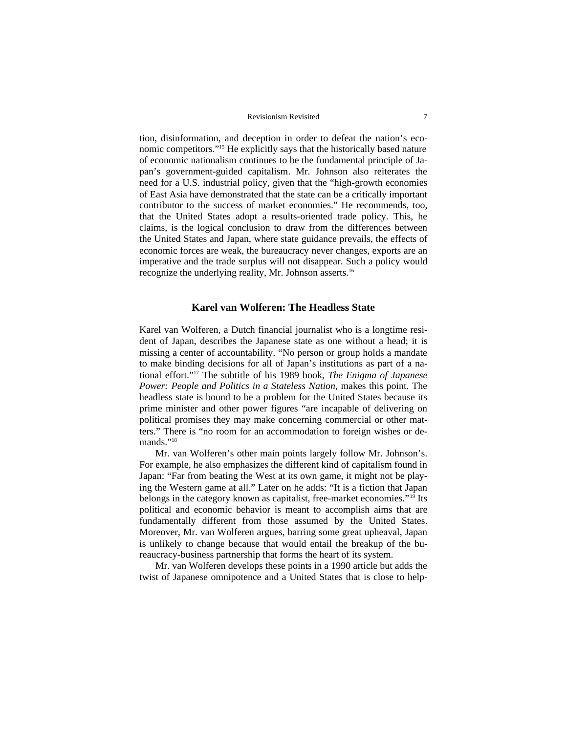tion, disinformation, and deception in order to defeat the nation's economic competitors."[15] He explicitly says that the historically based nature of economic nationalism continues to be the fundamental principle of Japan's government-guided capitalism. Mr. Johnson also reiterates the need for a U.S. industrial policy, given that the "high-growth economies of East Asia have demonstrated that the state can be a critically important contributor to the success of market economies." He recommends, too, that the United States adopt a results-oriented trade policy. This, he claims, is the logical conclusion to draw from the differences between the United States and Japan, where state guidance prevails, the effects of economic forces are weak, the bureaucracy never changes, exports are an imperative and the trade surplus will not disappear. Such a policy would recognize the underlying reality, Mr. Johnson asserts.[16]

## Karel van Wolferen: The Headless State

Karel van Wolferen, a Dutch financial journalist who is a longtime resident of Japan, describes the Japanese state as one without a head; it is missing a center of accountability. "No person or group holds a mandate to make binding decisions for all of Japan's institutions as part of a national effort."[17] The subtitle of his 1989 book, *The Enigma of Japanese Power: People and Politics in a Stateless Nation*, makes this point. The headless state is bound to be a problem for the United States because its prime minister and other power figures "are incapable of delivering on political promises they may make concerning commercial or other matters." There is "no room for an accommodation to foreign wishes or demands."[18]

Mr. van Wolferen's other main points largely follow Mr. Johnson's. For example, he also emphasizes the different kind of capitalism found in Japan: "Far from beating the West at its own game, it might not be playing the Western game at all." Later on he adds: "It is a fiction that Japan belongs in the category known as capitalist, free-market economies."[19] Its political and economic behavior is meant to accomplish aims that are fundamentally different from those assumed by the United States. Moreover, Mr. van Wolferen argues, barring some great upheaval, Japan is unlikely to change because that would entail the breakup of the bureaucracy-business partnership that forms the heart of its system.

Mr. van Wolferen develops these points in a 1990 article but adds the twist of Japanese omnipotence and a United States that is close to help-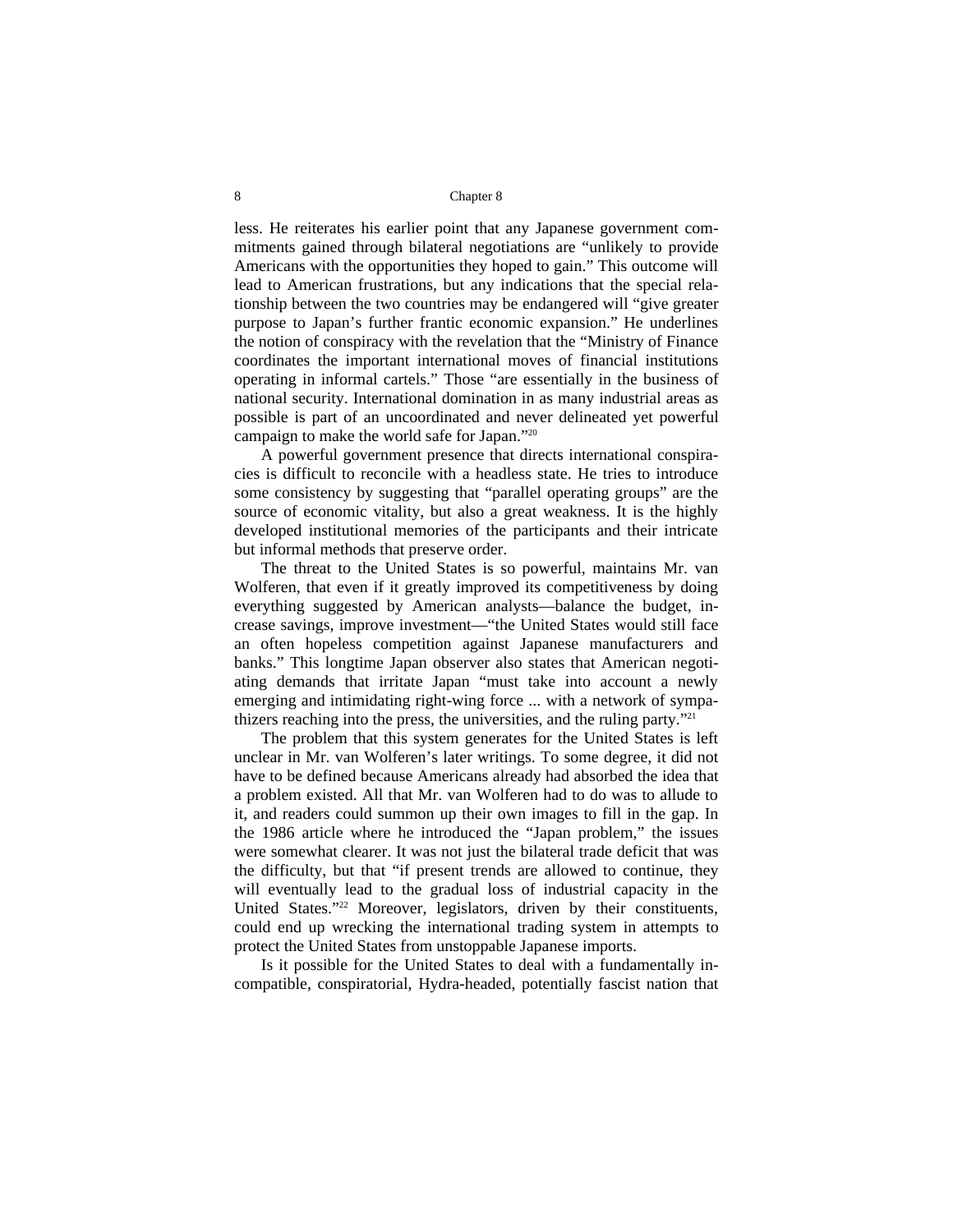less. He reiterates his earlier point that any Japanese government commitments gained through bilateral negotiations are "unlikely to provide Americans with the opportunities they hoped to gain." This outcome will lead to American frustrations, but any indications that the special relationship between the two countries may be endangered will "give greater purpose to Japan's further frantic economic expansion." He underlines the notion of conspiracy with the revelation that the "Ministry of Finance coordinates the important international moves of financial institutions operating in informal cartels." Those "are essentially in the business of national security. International domination in as many industrial areas as possible is part of an uncoordinated and never delineated yet powerful campaign to make the world safe for Japan."[20]

A powerful government presence that directs international conspiracies is difficult to reconcile with a headless state. He tries to introduce some consistency by suggesting that "parallel operating groups" are the source of economic vitality, but also a great weakness. It is the highly developed institutional memories of the participants and their intricate but informal methods that preserve order.

The threat to the United States is so powerful, maintains Mr. van Wolferen, that even if it greatly improved its competitiveness by doing everything suggested by American analysts—balance the budget, increase savings, improve investment—"the United States would still face an often hopeless competition against Japanese manufacturers and banks." This longtime Japan observer also states that American negotiating demands that irritate Japan "must take into account a newly emerging and intimidating right-wing force ... with a network of sympathizers reaching into the press, the universities, and the ruling party."[21]

The problem that this system generates for the United States is left unclear in Mr. van Wolferen's later writings. To some degree, it did not have to be defined because Americans already had absorbed the idea that a problem existed. All that Mr. van Wolferen had to do was to allude to it, and readers could summon up their own images to fill in the gap. In the 1986 article where he introduced the "Japan problem," the issues were somewhat clearer. It was not just the bilateral trade deficit that was the difficulty, but that "if present trends are allowed to continue, they will eventually lead to the gradual loss of industrial capacity in the United States."[22] Moreover, legislators, driven by their constituents, could end up wrecking the international trading system in attempts to protect the United States from unstoppable Japanese imports.

Is it possible for the United States to deal with a fundamentally incompatible, conspiratorial, Hydra-headed, potentially fascist nation that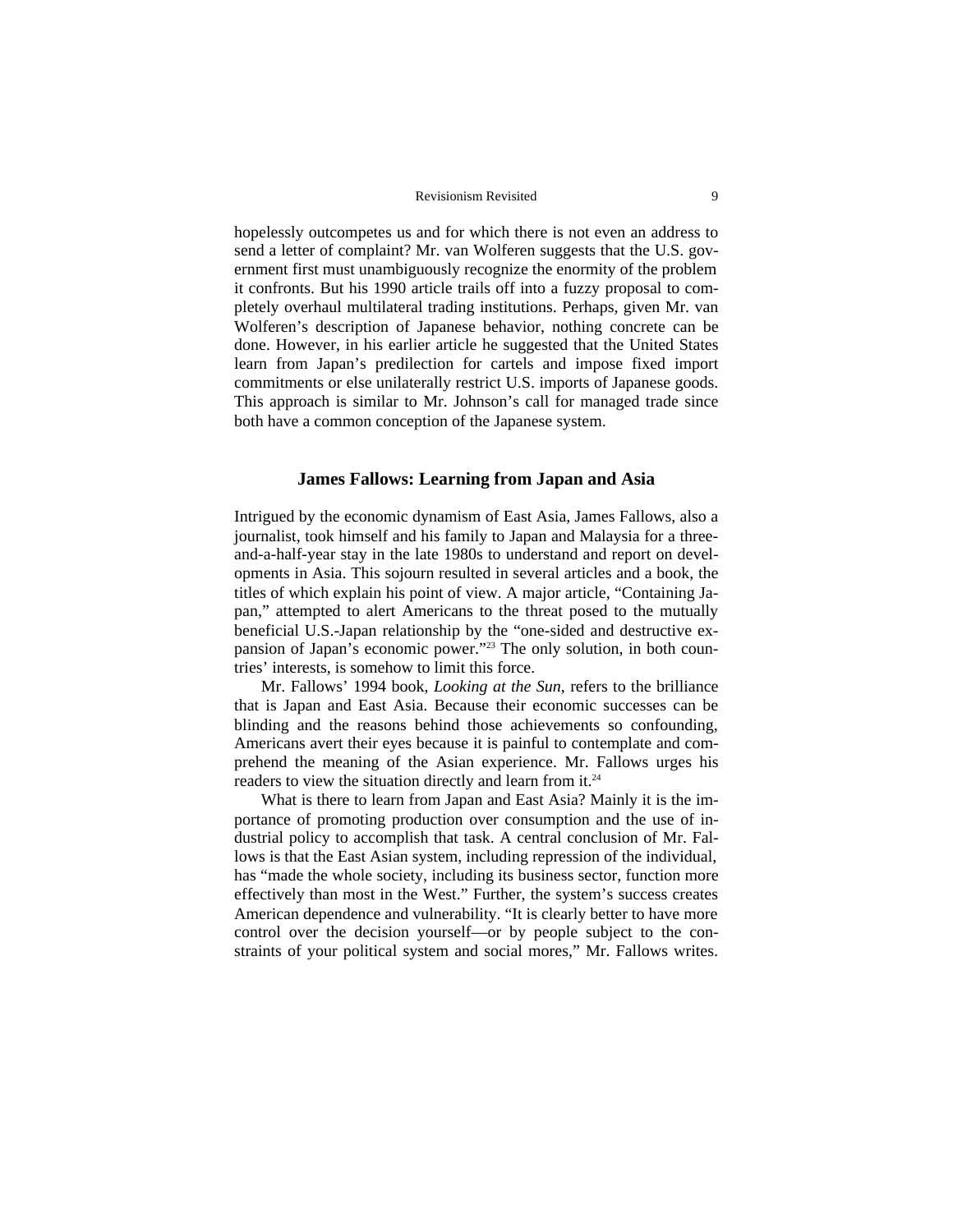hopelessly outcompetes us and for which there is not even an address to send a letter of complaint? Mr. van Wolferen suggests that the U.S. government first must unambiguously recognize the enormity of the problem it confronts. But his 1990 article trails off into a fuzzy proposal to completely overhaul multilateral trading institutions. Perhaps, given Mr. van Wolferen's description of Japanese behavior, nothing concrete can be done. However, in his earlier article he suggested that the United States learn from Japan's predilection for cartels and impose fixed import commitments or else unilaterally restrict U.S. imports of Japanese goods. This approach is similar to Mr. Johnson's call for managed trade since both have a common conception of the Japanese system.

## James Fallows: Learning from Japan and Asia

Intrigued by the economic dynamism of East Asia, James Fallows, also a journalist, took himself and his family to Japan and Malaysia for a three-and-a-half-year stay in the late 1980s to understand and report on developments in Asia. This sojourn resulted in several articles and a book, the titles of which explain his point of view. A major article, "Containing Japan," attempted to alert Americans to the threat posed to the mutually beneficial U.S.-Japan relationship by the "one-sided and destructive expansion of Japan's economic power."[23] The only solution, in both countries' interests, is somehow to limit this force.

Mr. Fallows' 1994 book, *Looking at the Sun*, refers to the brilliance that is Japan and East Asia. Because their economic successes can be blinding and the reasons behind those achievements so confounding, Americans avert their eyes because it is painful to contemplate and comprehend the meaning of the Asian experience. Mr. Fallows urges his readers to view the situation directly and learn from it.[24]

What is there to learn from Japan and East Asia? Mainly it is the importance of promoting production over consumption and the use of industrial policy to accomplish that task. A central conclusion of Mr. Fallows is that the East Asian system, including repression of the individual, has "made the whole society, including its business sector, function more effectively than most in the West." Further, the system's success creates American dependence and vulnerability. "It is clearly better to have more control over the decision yourself—or by people subject to the constraints of your political system and social mores," Mr. Fallows writes.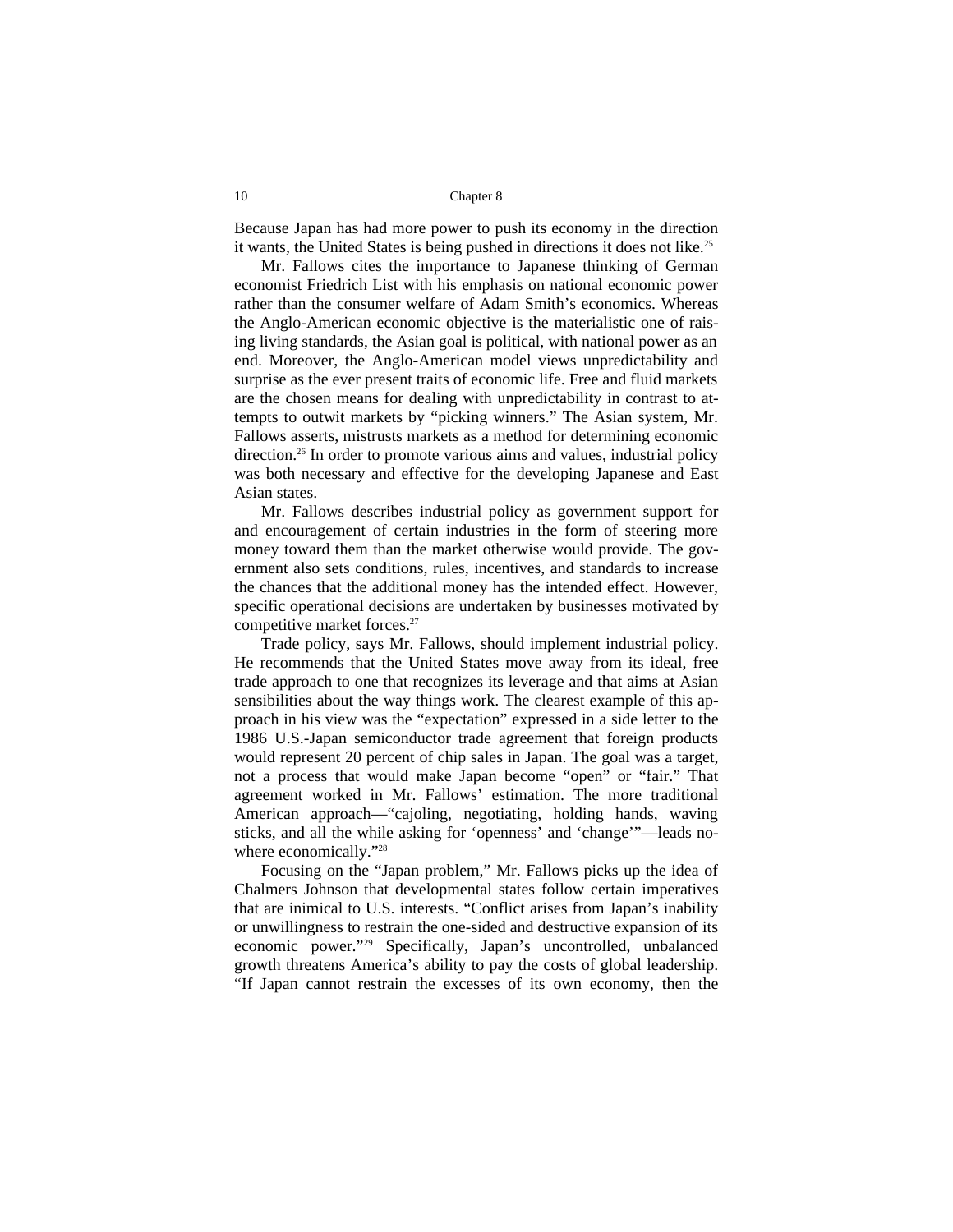Because Japan has had more power to push its economy in the direction it wants, the United States is being pushed in directions it does not like.[25]

Mr. Fallows cites the importance to Japanese thinking of German economist Friedrich List with his emphasis on national economic power rather than the consumer welfare of Adam Smith's economics. Whereas the Anglo-American economic objective is the materialistic one of raising living standards, the Asian goal is political, with national power as an end. Moreover, the Anglo-American model views unpredictability and surprise as the ever present traits of economic life. Free and fluid markets are the chosen means for dealing with unpredictability in contrast to attempts to outwit markets by "picking winners." The Asian system, Mr. Fallows asserts, mistrusts markets as a method for determining economic direction.[26] In order to promote various aims and values, industrial policy was both necessary and effective for the developing Japanese and East Asian states.

Mr. Fallows describes industrial policy as government support for and encouragement of certain industries in the form of steering more money toward them than the market otherwise would provide. The government also sets conditions, rules, incentives, and standards to increase the chances that the additional money has the intended effect. However, specific operational decisions are undertaken by businesses motivated by competitive market forces.[27]

Trade policy, says Mr. Fallows, should implement industrial policy. He recommends that the United States move away from its ideal, free trade approach to one that recognizes its leverage and that aims at Asian sensibilities about the way things work. The clearest example of this approach in his view was the "expectation" expressed in a side letter to the 1986 U.S.-Japan semiconductor trade agreement that foreign products would represent 20 percent of chip sales in Japan. The goal was a target, not a process that would make Japan become "open" or "fair." That agreement worked in Mr. Fallows' estimation. The more traditional American approach—"cajoling, negotiating, holding hands, waving sticks, and all the while asking for 'openness' and 'change'"—leads nowhere economically."[28]

Focusing on the "Japan problem," Mr. Fallows picks up the idea of Chalmers Johnson that developmental states follow certain imperatives that are inimical to U.S. interests. "Conflict arises from Japan's inability or unwillingness to restrain the one-sided and destructive expansion of its economic power."[29] Specifically, Japan's uncontrolled, unbalanced growth threatens America's ability to pay the costs of global leadership. "If Japan cannot restrain the excesses of its own economy, then the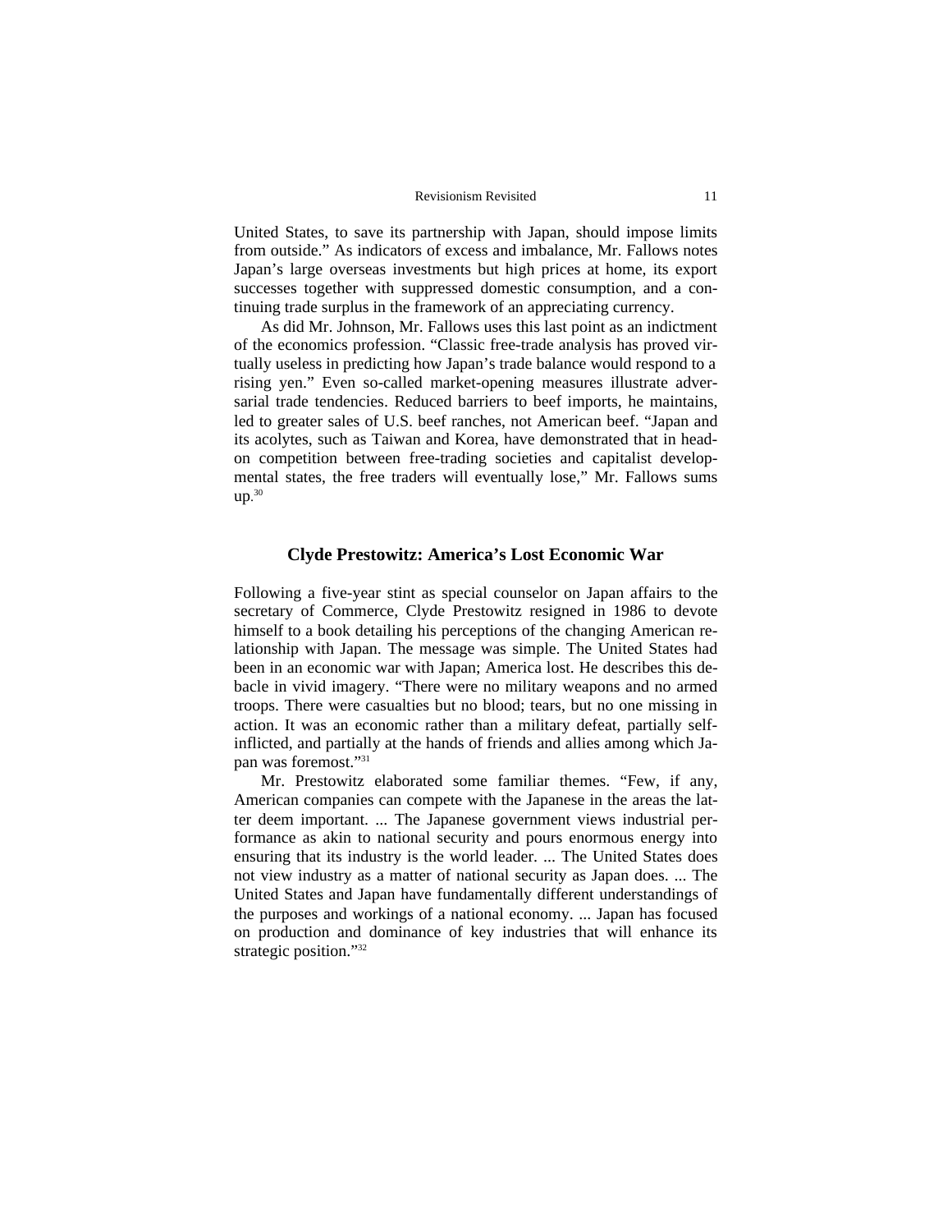United States, to save its partnership with Japan, should impose limits from outside." As indicators of excess and imbalance, Mr. Fallows notes Japan's large overseas investments but high prices at home, its export successes together with suppressed domestic consumption, and a continuing trade surplus in the framework of an appreciating currency.

As did Mr. Johnson, Mr. Fallows uses this last point as an indictment of the economics profession. "Classic free-trade analysis has proved virtually useless in predicting how Japan's trade balance would respond to a rising yen." Even so-called market-opening measures illustrate adversarial trade tendencies. Reduced barriers to beef imports, he maintains, led to greater sales of U.S. beef ranches, not American beef. "Japan and its acolytes, such as Taiwan and Korea, have demonstrated that in head-on competition between free-trading societies and capitalist developmental states, the free traders will eventually lose," Mr. Fallows sums up.[30]

## Clyde Prestowitz: America's Lost Economic War

Following a five-year stint as special counselor on Japan affairs to the secretary of Commerce, Clyde Prestowitz resigned in 1986 to devote himself to a book detailing his perceptions of the changing American relationship with Japan. The message was simple. The United States had been in an economic war with Japan; America lost. He describes this debacle in vivid imagery. "There were no military weapons and no armed troops. There were casualties but no blood; tears, but no one missing in action. It was an economic rather than a military defeat, partially self-inflicted, and partially at the hands of friends and allies among which Japan was foremost."[31]

Mr. Prestowitz elaborated some familiar themes. "Few, if any, American companies can compete with the Japanese in the areas the latter deem important. ... The Japanese government views industrial performance as akin to national security and pours enormous energy into ensuring that its industry is the world leader. ... The United States does not view industry as a matter of national security as Japan does. ... The United States and Japan have fundamentally different understandings of the purposes and workings of a national economy. ... Japan has focused on production and dominance of key industries that will enhance its strategic position."[32]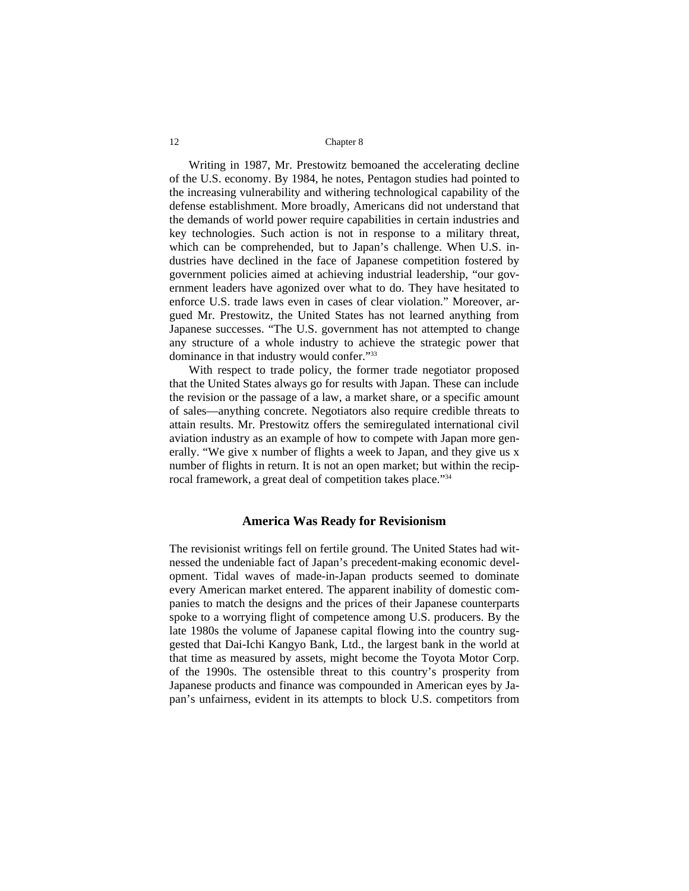Writing in 1987, Mr. Prestowitz bemoaned the accelerating decline of the U.S. economy. By 1984, he notes, Pentagon studies had pointed to the increasing vulnerability and withering technological capability of the defense establishment. More broadly, Americans did not understand that the demands of world power require capabilities in certain industries and key technologies. Such action is not in response to a military threat, which can be comprehended, but to Japan's challenge. When U.S. industries have declined in the face of Japanese competition fostered by government policies aimed at achieving industrial leadership, "our government leaders have agonized over what to do. They have hesitated to enforce U.S. trade laws even in cases of clear violation." Moreover, argued Mr. Prestowitz, the United States has not learned anything from Japanese successes. "The U.S. government has not attempted to change any structure of a whole industry to achieve the strategic power that dominance in that industry would confer."[33]

With respect to trade policy, the former trade negotiator proposed that the United States always go for results with Japan. These can include the revision or the passage of a law, a market share, or a specific amount of sales—anything concrete. Negotiators also require credible threats to attain results. Mr. Prestowitz offers the semiregulated international civil aviation industry as an example of how to compete with Japan more generally. "We give x number of flights a week to Japan, and they give us x number of flights in return. It is not an open market; but within the reciprocal framework, a great deal of competition takes place."[34]

## America Was Ready for Revisionism

The revisionist writings fell on fertile ground. The United States had witnessed the undeniable fact of Japan's precedent-making economic development. Tidal waves of made-in-Japan products seemed to dominate every American market entered. The apparent inability of domestic companies to match the designs and the prices of their Japanese counterparts spoke to a worrying flight of competence among U.S. producers. By the late 1980s the volume of Japanese capital flowing into the country suggested that Dai-Ichi Kangyo Bank, Ltd., the largest bank in the world at that time as measured by assets, might become the Toyota Motor Corp. of the 1990s. The ostensible threat to this country's prosperity from Japanese products and finance was compounded in American eyes by Japan's unfairness, evident in its attempts to block U.S. competitors from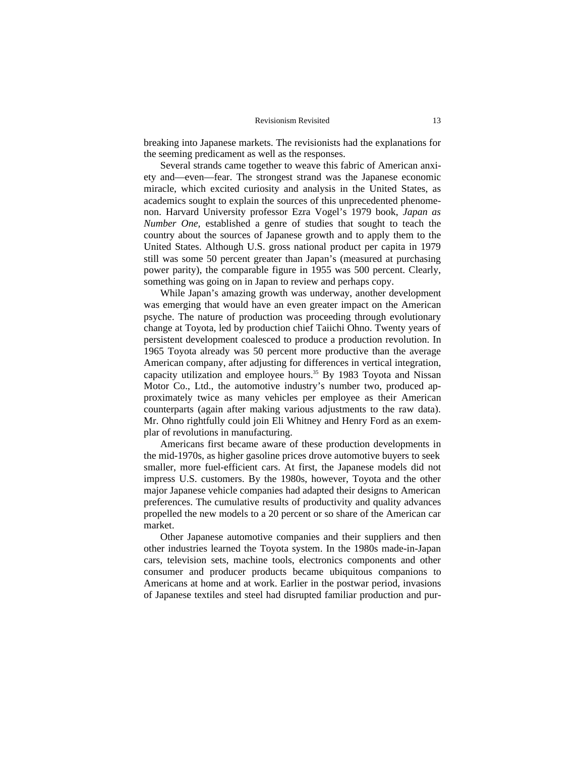breaking into Japanese markets. The revisionists had the explanations for the seeming predicament as well as the responses.

Several strands came together to weave this fabric of American anxiety and—even—fear. The strongest strand was the Japanese economic miracle, which excited curiosity and analysis in the United States, as academics sought to explain the sources of this unprecedented phenomenon. Harvard University professor Ezra Vogel's 1979 book, *Japan as Number One,* established a genre of studies that sought to teach the country about the sources of Japanese growth and to apply them to the United States. Although U.S. gross national product per capita in 1979 still was some 50 percent greater than Japan's (measured at purchasing power parity), the comparable figure in 1955 was 500 percent. Clearly, something was going on in Japan to review and perhaps copy.

While Japan's amazing growth was underway, another development was emerging that would have an even greater impact on the American psyche. The nature of production was proceeding through evolutionary change at Toyota, led by production chief Taiichi Ohno. Twenty years of persistent development coalesced to produce a production revolution. In 1965 Toyota already was 50 percent more productive than the average American company, after adjusting for differences in vertical integration, capacity utilization and employee hours.[35] By 1983 Toyota and Nissan Motor Co., Ltd., the automotive industry's number two, produced approximately twice as many vehicles per employee as their American counterparts (again after making various adjustments to the raw data). Mr. Ohno rightfully could join Eli Whitney and Henry Ford as an exemplar of revolutions in manufacturing.

Americans first became aware of these production developments in the mid-1970s, as higher gasoline prices drove automotive buyers to seek smaller, more fuel-efficient cars. At first, the Japanese models did not impress U.S. customers. By the 1980s, however, Toyota and the other major Japanese vehicle companies had adapted their designs to American preferences. The cumulative results of productivity and quality advances propelled the new models to a 20 percent or so share of the American car market.

Other Japanese automotive companies and their suppliers and then other industries learned the Toyota system. In the 1980s made-in-Japan cars, television sets, machine tools, electronics components and other consumer and producer products became ubiquitous companions to Americans at home and at work. Earlier in the postwar period, invasions of Japanese textiles and steel had disrupted familiar production and pur-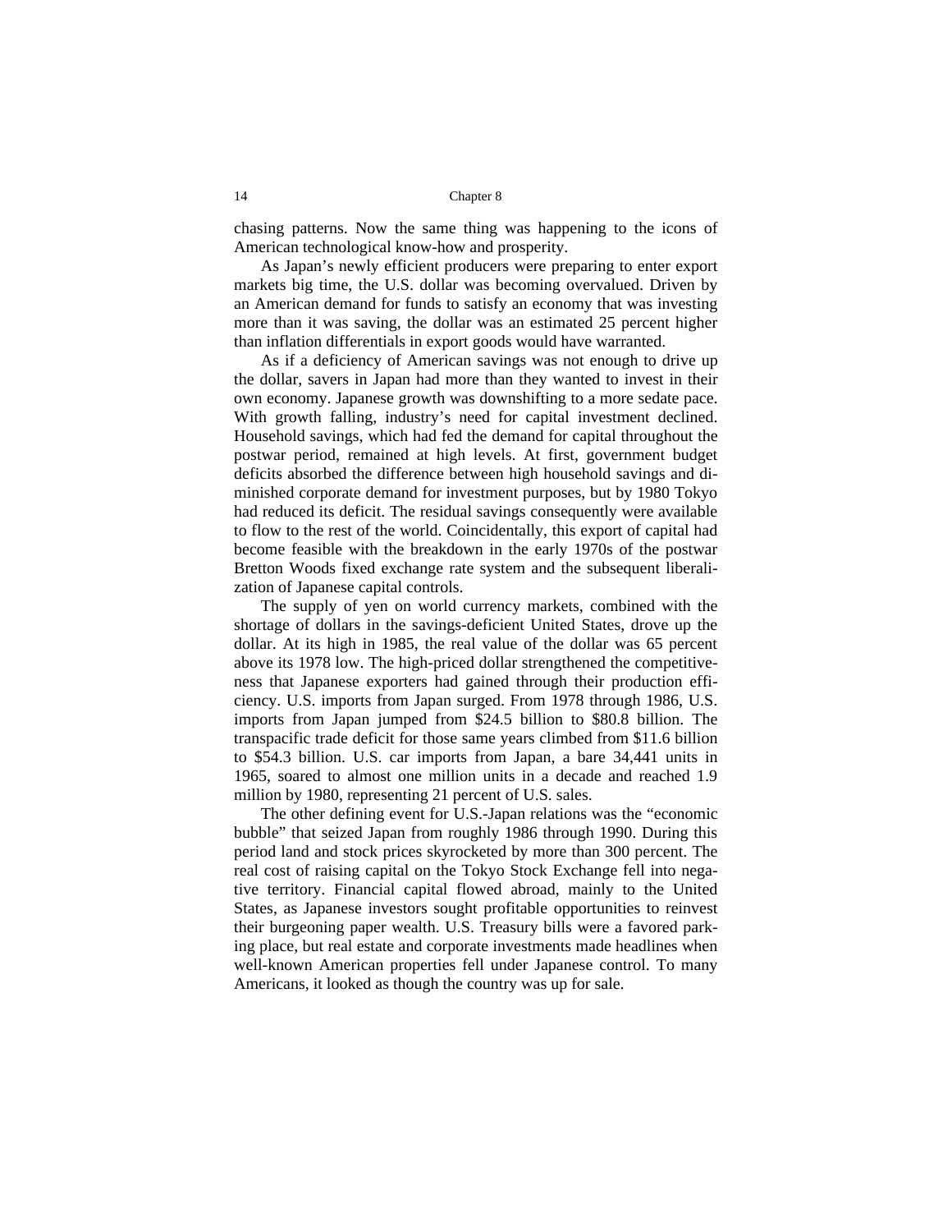chasing patterns. Now the same thing was happening to the icons of American technological know-how and prosperity.

As Japan's newly efficient producers were preparing to enter export markets big time, the U.S. dollar was becoming overvalued. Driven by an American demand for funds to satisfy an economy that was investing more than it was saving, the dollar was an estimated 25 percent higher than inflation differentials in export goods would have warranted.

As if a deficiency of American savings was not enough to drive up the dollar, savers in Japan had more than they wanted to invest in their own economy. Japanese growth was downshifting to a more sedate pace. With growth falling, industry's need for capital investment declined. Household savings, which had fed the demand for capital throughout the postwar period, remained at high levels. At first, government budget deficits absorbed the difference between high household savings and diminished corporate demand for investment purposes, but by 1980 Tokyo had reduced its deficit. The residual savings consequently were available to flow to the rest of the world. Coincidentally, this export of capital had become feasible with the breakdown in the early 1970s of the postwar Bretton Woods fixed exchange rate system and the subsequent liberalization of Japanese capital controls.

The supply of yen on world currency markets, combined with the shortage of dollars in the savings-deficient United States, drove up the dollar. At its high in 1985, the real value of the dollar was 65 percent above its 1978 low. The high-priced dollar strengthened the competitiveness that Japanese exporters had gained through their production efficiency. U.S. imports from Japan surged. From 1978 through 1986, U.S. imports from Japan jumped from $24.5 billion to $80.8 billion. The transpacific trade deficit for those same years climbed from $11.6 billion to $54.3 billion. U.S. car imports from Japan, a bare 34,441 units in 1965, soared to almost one million units in a decade and reached 1.9 million by 1980, representing 21 percent of U.S. sales.

The other defining event for U.S.-Japan relations was the "economic bubble" that seized Japan from roughly 1986 through 1990. During this period land and stock prices skyrocketed by more than 300 percent. The real cost of raising capital on the Tokyo Stock Exchange fell into negative territory. Financial capital flowed abroad, mainly to the United States, as Japanese investors sought profitable opportunities to reinvest their burgeoning paper wealth. U.S. Treasury bills were a favored parking place, but real estate and corporate investments made headlines when well-known American properties fell under Japanese control. To many Americans, it looked as though the country was up for sale.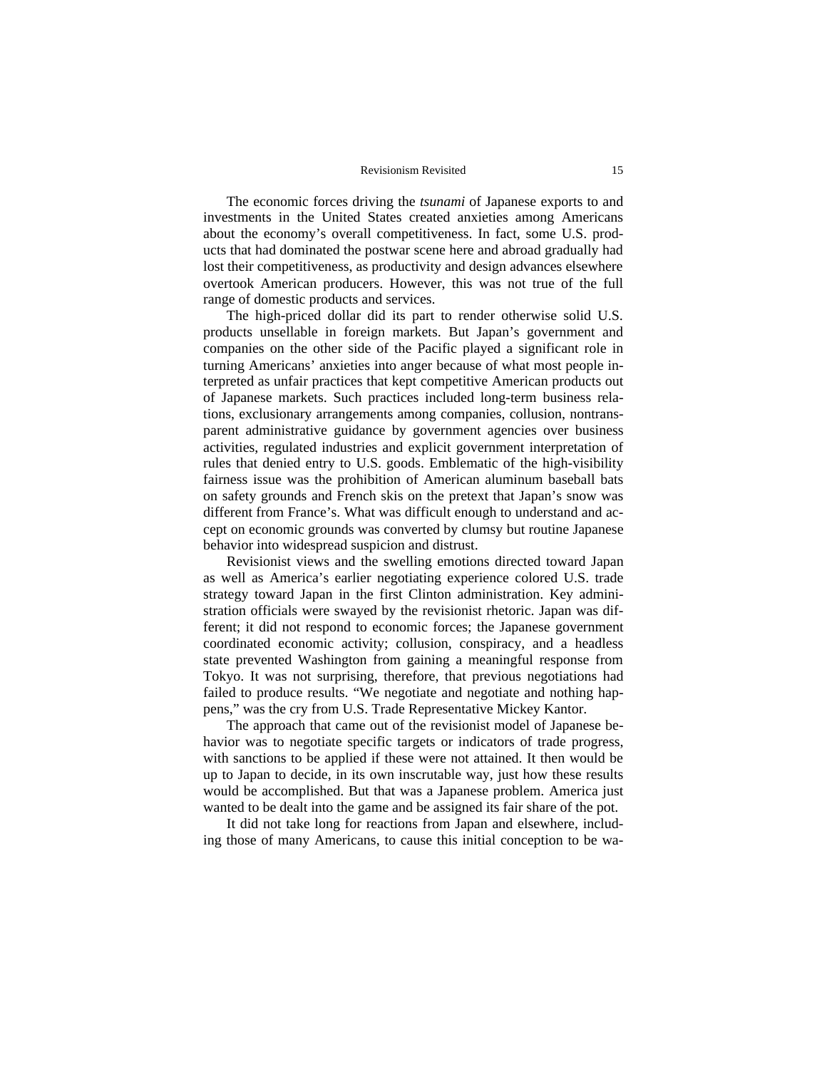The economic forces driving the *tsunami* of Japanese exports to and investments in the United States created anxieties among Americans about the economy's overall competitiveness. In fact, some U.S. products that had dominated the postwar scene here and abroad gradually had lost their competitiveness, as productivity and design advances elsewhere overtook American producers. However, this was not true of the full range of domestic products and services.

The high-priced dollar did its part to render otherwise solid U.S. products unsellable in foreign markets. But Japan's government and companies on the other side of the Pacific played a significant role in turning Americans' anxieties into anger because of what most people interpreted as unfair practices that kept competitive American products out of Japanese markets. Such practices included long-term business relations, exclusionary arrangements among companies, collusion, nontransparent administrative guidance by government agencies over business activities, regulated industries and explicit government interpretation of rules that denied entry to U.S. goods. Emblematic of the high-visibility fairness issue was the prohibition of American aluminum baseball bats on safety grounds and French skis on the pretext that Japan's snow was different from France's. What was difficult enough to understand and accept on economic grounds was converted by clumsy but routine Japanese behavior into widespread suspicion and distrust.

Revisionist views and the swelling emotions directed toward Japan as well as America's earlier negotiating experience colored U.S. trade strategy toward Japan in the first Clinton administration. Key administration officials were swayed by the revisionist rhetoric. Japan was different; it did not respond to economic forces; the Japanese government coordinated economic activity; collusion, conspiracy, and a headless state prevented Washington from gaining a meaningful response from Tokyo. It was not surprising, therefore, that previous negotiations had failed to produce results. "We negotiate and negotiate and nothing happens," was the cry from U.S. Trade Representative Mickey Kantor.

The approach that came out of the revisionist model of Japanese behavior was to negotiate specific targets or indicators of trade progress, with sanctions to be applied if these were not attained. It then would be up to Japan to decide, in its own inscrutable way, just how these results would be accomplished. But that was a Japanese problem. America just wanted to be dealt into the game and be assigned its fair share of the pot.

It did not take long for reactions from Japan and elsewhere, including those of many Americans, to cause this initial conception to be wa-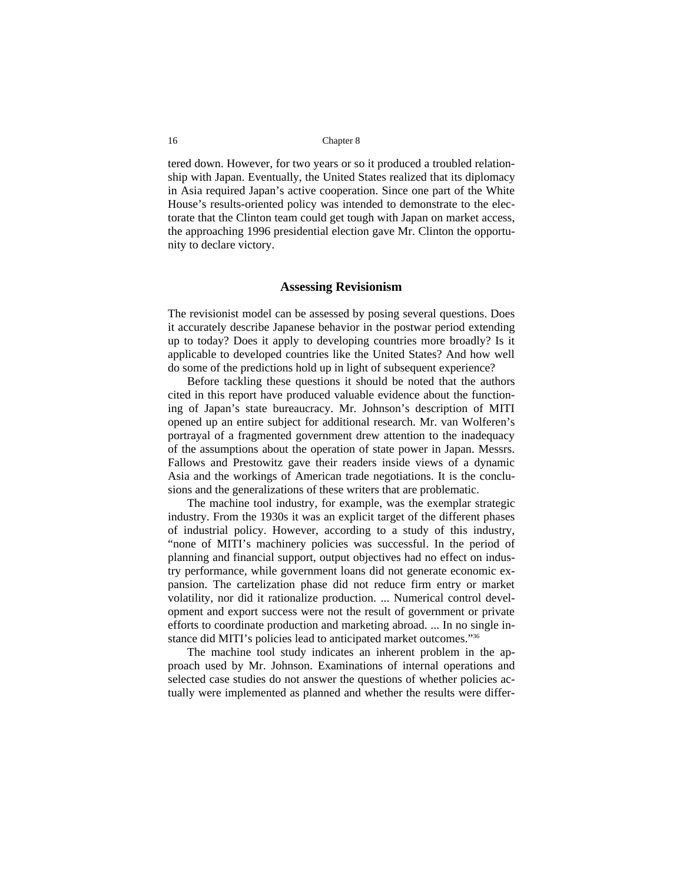tered down. However, for two years or so it produced a troubled relationship with Japan. Eventually, the United States realized that its diplomacy in Asia required Japan's active cooperation. Since one part of the White House's results-oriented policy was intended to demonstrate to the electorate that the Clinton team could get tough with Japan on market access, the approaching 1996 presidential election gave Mr. Clinton the opportunity to declare victory.

## Assessing Revisionism

The revisionist model can be assessed by posing several questions. Does it accurately describe Japanese behavior in the postwar period extending up to today? Does it apply to developing countries more broadly? Is it applicable to developed countries like the United States? And how well do some of the predictions hold up in light of subsequent experience?

Before tackling these questions it should be noted that the authors cited in this report have produced valuable evidence about the functioning of Japan's state bureaucracy. Mr. Johnson's description of MITI opened up an entire subject for additional research. Mr. van Wolferen's portrayal of a fragmented government drew attention to the inadequacy of the assumptions about the operation of state power in Japan. Messrs. Fallows and Prestowitz gave their readers inside views of a dynamic Asia and the workings of American trade negotiations. It is the conclusions and the generalizations of these writers that are problematic.

The machine tool industry, for example, was the exemplar strategic industry. From the 1930s it was an explicit target of the different phases of industrial policy. However, according to a study of this industry, "none of MITI's machinery policies was successful. In the period of planning and financial support, output objectives had no effect on industry performance, while government loans did not generate economic expansion. The cartelization phase did not reduce firm entry or market volatility, nor did it rationalize production. ... Numerical control development and export success were not the result of government or private efforts to coordinate production and marketing abroad. ... In no single instance did MITI's policies lead to anticipated market outcomes."[36]

The machine tool study indicates an inherent problem in the approach used by Mr. Johnson. Examinations of internal operations and selected case studies do not answer the questions of whether policies actually were implemented as planned and whether the results were differ-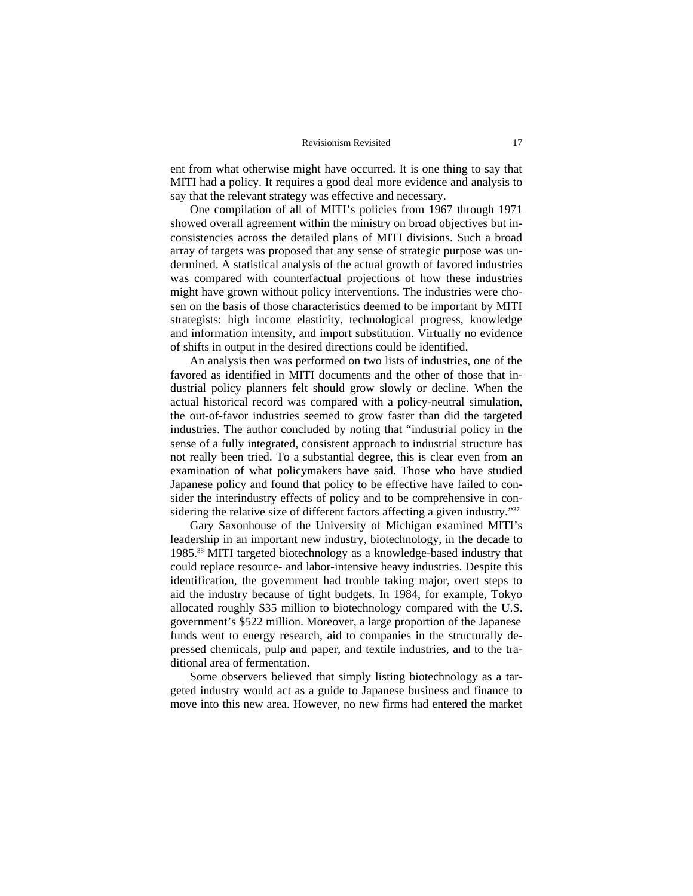ent from what otherwise might have occurred. It is one thing to say that MITI had a policy. It requires a good deal more evidence and analysis to say that the relevant strategy was effective and necessary.

One compilation of all of MITI's policies from 1967 through 1971 showed overall agreement within the ministry on broad objectives but inconsistencies across the detailed plans of MITI divisions. Such a broad array of targets was proposed that any sense of strategic purpose was undermined. A statistical analysis of the actual growth of favored industries was compared with counterfactual projections of how these industries might have grown without policy interventions. The industries were chosen on the basis of those characteristics deemed to be important by MITI strategists: high income elasticity, technological progress, knowledge and information intensity, and import substitution. Virtually no evidence of shifts in output in the desired directions could be identified.

An analysis then was performed on two lists of industries, one of the favored as identified in MITI documents and the other of those that industrial policy planners felt should grow slowly or decline. When the actual historical record was compared with a policy-neutral simulation, the out-of-favor industries seemed to grow faster than did the targeted industries. The author concluded by noting that "industrial policy in the sense of a fully integrated, consistent approach to industrial structure has not really been tried. To a substantial degree, this is clear even from an examination of what policymakers have said. Those who have studied Japanese policy and found that policy to be effective have failed to consider the interindustry effects of policy and to be comprehensive in considering the relative size of different factors affecting a given industry."[37]

Gary Saxonhouse of the University of Michigan examined MITI's leadership in an important new industry, biotechnology, in the decade to 1985.[38] MITI targeted biotechnology as a knowledge-based industry that could replace resource- and labor-intensive heavy industries. Despite this identification, the government had trouble taking major, overt steps to aid the industry because of tight budgets. In 1984, for example, Tokyo allocated roughly $35 million to biotechnology compared with the U.S. government's $522 million. Moreover, a large proportion of the Japanese funds went to energy research, aid to companies in the structurally depressed chemicals, pulp and paper, and textile industries, and to the traditional area of fermentation.

Some observers believed that simply listing biotechnology as a targeted industry would act as a guide to Japanese business and finance to move into this new area. However, no new firms had entered the market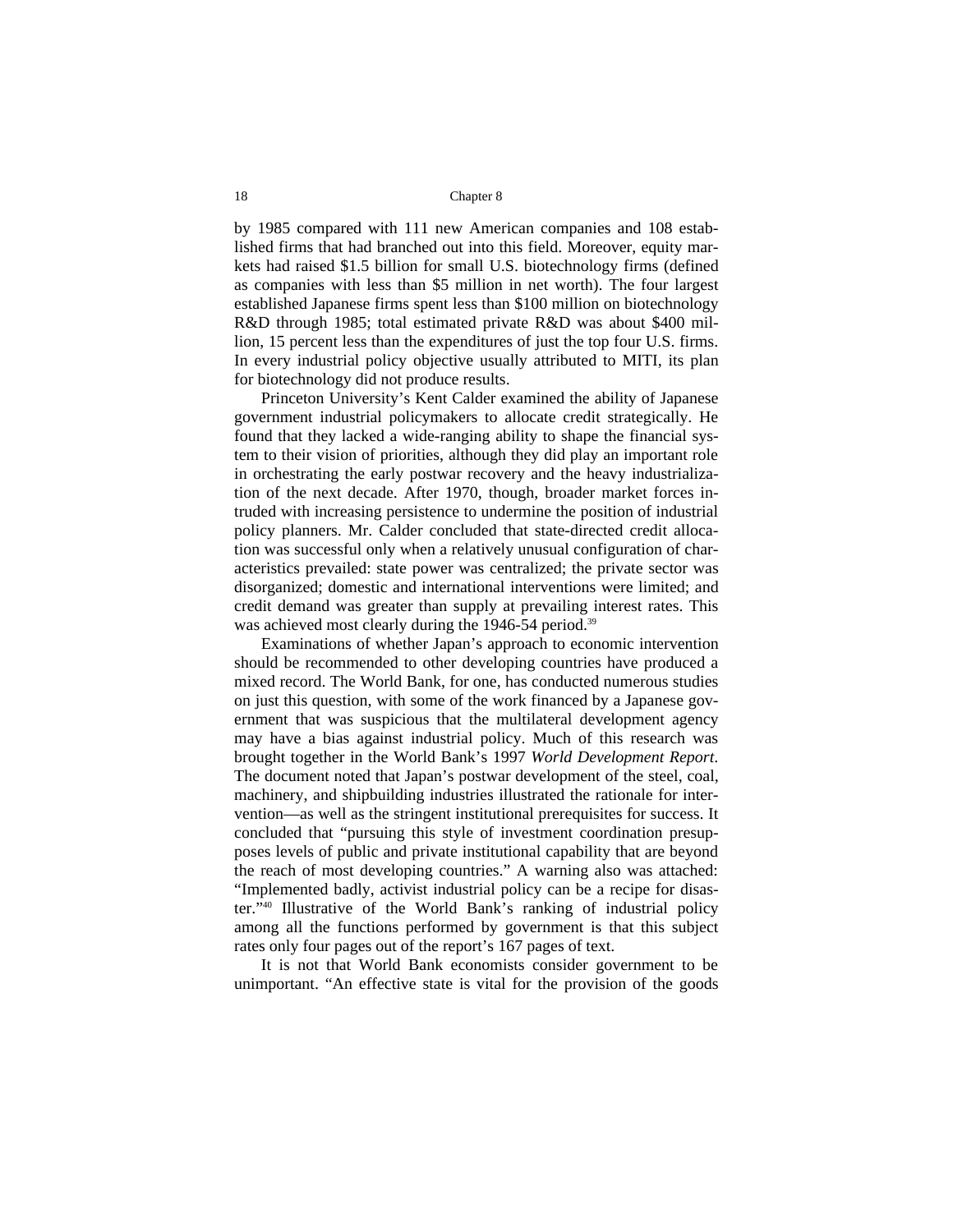by 1985 compared with 111 new American companies and 108 established firms that had branched out into this field. Moreover, equity markets had raised $1.5 billion for small U.S. biotechnology firms (defined as companies with less than $5 million in net worth). The four largest established Japanese firms spent less than $100 million on biotechnology R&D through 1985; total estimated private R&D was about $400 million, 15 percent less than the expenditures of just the top four U.S. firms. In every industrial policy objective usually attributed to MITI, its plan for biotechnology did not produce results.

Princeton University's Kent Calder examined the ability of Japanese government industrial policymakers to allocate credit strategically. He found that they lacked a wide-ranging ability to shape the financial system to their vision of priorities, although they did play an important role in orchestrating the early postwar recovery and the heavy industrialization of the next decade. After 1970, though, broader market forces intruded with increasing persistence to undermine the position of industrial policy planners. Mr. Calder concluded that state-directed credit allocation was successful only when a relatively unusual configuration of characteristics prevailed: state power was centralized; the private sector was disorganized; domestic and international interventions were limited; and credit demand was greater than supply at prevailing interest rates. This was achieved most clearly during the 1946-54 period.[39]

Examinations of whether Japan's approach to economic intervention should be recommended to other developing countries have produced a mixed record. The World Bank, for one, has conducted numerous studies on just this question, with some of the work financed by a Japanese government that was suspicious that the multilateral development agency may have a bias against industrial policy. Much of this research was brought together in the World Bank's 1997 *World Development Report*. The document noted that Japan's postwar development of the steel, coal, machinery, and shipbuilding industries illustrated the rationale for intervention—as well as the stringent institutional prerequisites for success. It concluded that "pursuing this style of investment coordination presupposes levels of public and private institutional capability that are beyond the reach of most developing countries." A warning also was attached: "Implemented badly, activist industrial policy can be a recipe for disaster."[40] Illustrative of the World Bank's ranking of industrial policy among all the functions performed by government is that this subject rates only four pages out of the report's 167 pages of text.

It is not that World Bank economists consider government to be unimportant. "An effective state is vital for the provision of the goods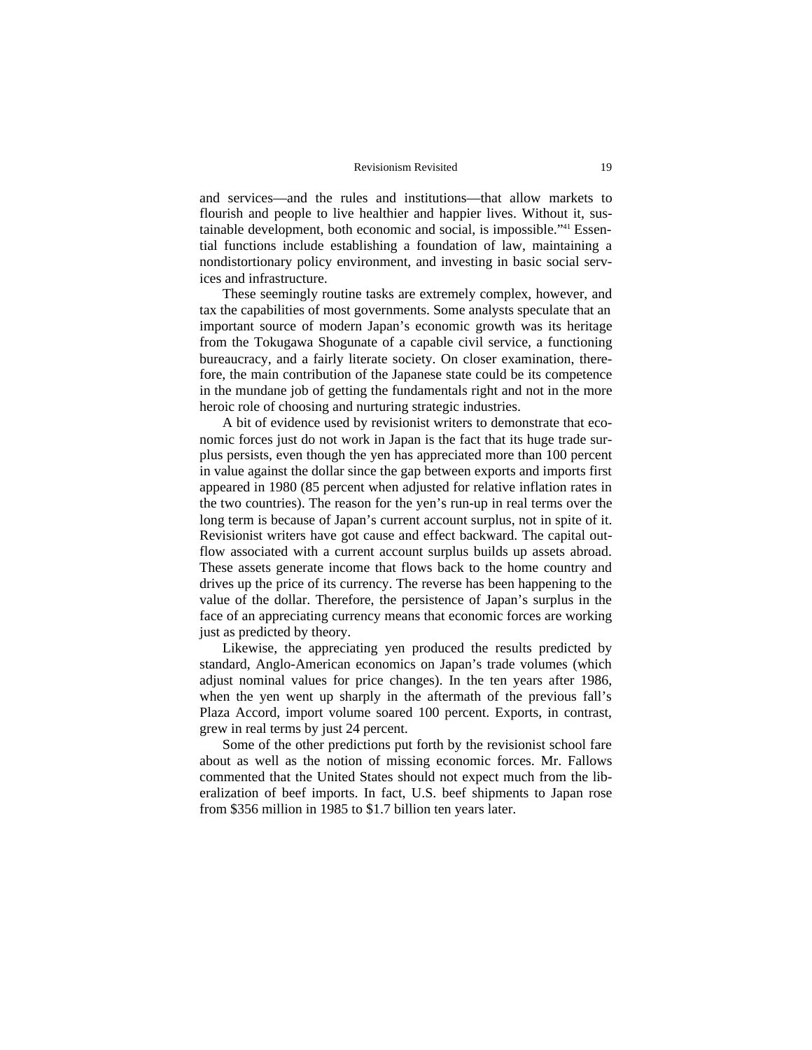and services—and the rules and institutions—that allow markets to flourish and people to live healthier and happier lives. Without it, sustainable development, both economic and social, is impossible."[41] Essential functions include establishing a foundation of law, maintaining a nondistortionary policy environment, and investing in basic social services and infrastructure.

These seemingly routine tasks are extremely complex, however, and tax the capabilities of most governments. Some analysts speculate that an important source of modern Japan's economic growth was its heritage from the Tokugawa Shogunate of a capable civil service, a functioning bureaucracy, and a fairly literate society. On closer examination, therefore, the main contribution of the Japanese state could be its competence in the mundane job of getting the fundamentals right and not in the more heroic role of choosing and nurturing strategic industries.

A bit of evidence used by revisionist writers to demonstrate that economic forces just do not work in Japan is the fact that its huge trade surplus persists, even though the yen has appreciated more than 100 percent in value against the dollar since the gap between exports and imports first appeared in 1980 (85 percent when adjusted for relative inflation rates in the two countries). The reason for the yen's run-up in real terms over the long term is because of Japan's current account surplus, not in spite of it. Revisionist writers have got cause and effect backward. The capital outflow associated with a current account surplus builds up assets abroad. These assets generate income that flows back to the home country and drives up the price of its currency. The reverse has been happening to the value of the dollar. Therefore, the persistence of Japan's surplus in the face of an appreciating currency means that economic forces are working just as predicted by theory.

Likewise, the appreciating yen produced the results predicted by standard, Anglo-American economics on Japan's trade volumes (which adjust nominal values for price changes). In the ten years after 1986, when the yen went up sharply in the aftermath of the previous fall's Plaza Accord, import volume soared 100 percent. Exports, in contrast, grew in real terms by just 24 percent.

Some of the other predictions put forth by the revisionist school fare about as well as the notion of missing economic forces. Mr. Fallows commented that the United States should not expect much from the liberalization of beef imports. In fact, U.S. beef shipments to Japan rose from $356 million in 1985 to $1.7 billion ten years later.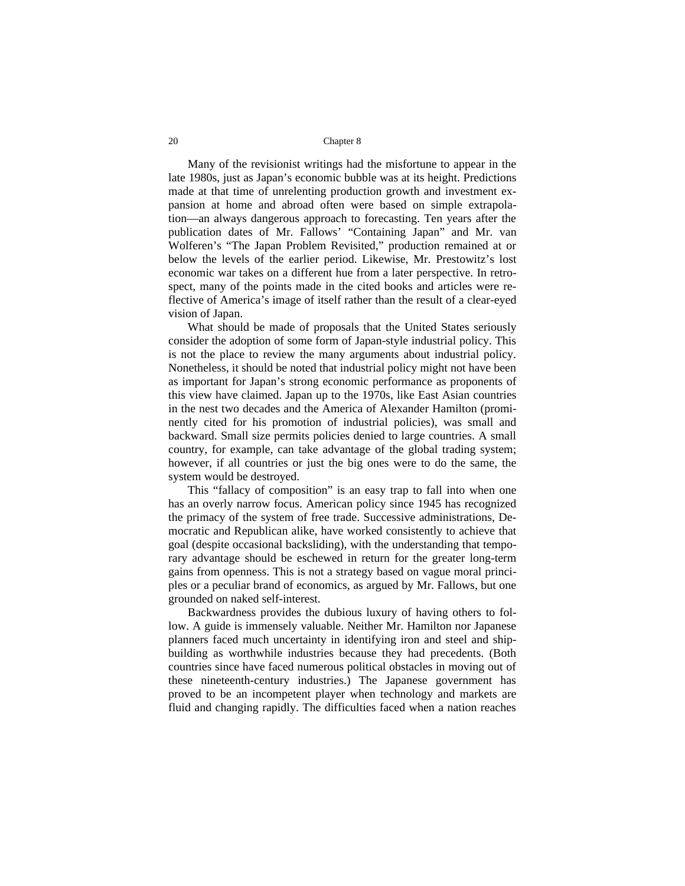Many of the revisionist writings had the misfortune to appear in the late 1980s, just as Japan's economic bubble was at its height. Predictions made at that time of unrelenting production growth and investment expansion at home and abroad often were based on simple extrapolation—an always dangerous approach to forecasting. Ten years after the publication dates of Mr. Fallows' "Containing Japan" and Mr. van Wolferen's "The Japan Problem Revisited," production remained at or below the levels of the earlier period. Likewise, Mr. Prestowitz's lost economic war takes on a different hue from a later perspective. In retrospect, many of the points made in the cited books and articles were reflective of America's image of itself rather than the result of a clear-eyed vision of Japan.

What should be made of proposals that the United States seriously consider the adoption of some form of Japan-style industrial policy. This is not the place to review the many arguments about industrial policy. Nonetheless, it should be noted that industrial policy might not have been as important for Japan's strong economic performance as proponents of this view have claimed. Japan up to the 1970s, like East Asian countries in the nest two decades and the America of Alexander Hamilton (prominently cited for his promotion of industrial policies), was small and backward. Small size permits policies denied to large countries. A small country, for example, can take advantage of the global trading system; however, if all countries or just the big ones were to do the same, the system would be destroyed.

This "fallacy of composition" is an easy trap to fall into when one has an overly narrow focus. American policy since 1945 has recognized the primacy of the system of free trade. Successive administrations, Democratic and Republican alike, have worked consistently to achieve that goal (despite occasional backsliding), with the understanding that temporary advantage should be eschewed in return for the greater long-term gains from openness. This is not a strategy based on vague moral principles or a peculiar brand of economics, as argued by Mr. Fallows, but one grounded on naked self-interest.

Backwardness provides the dubious luxury of having others to follow. A guide is immensely valuable. Neither Mr. Hamilton nor Japanese planners faced much uncertainty in identifying iron and steel and shipbuilding as worthwhile industries because they had precedents. (Both countries since have faced numerous political obstacles in moving out of these nineteenth-century industries.) The Japanese government has proved to be an incompetent player when technology and markets are fluid and changing rapidly. The difficulties faced when a nation reaches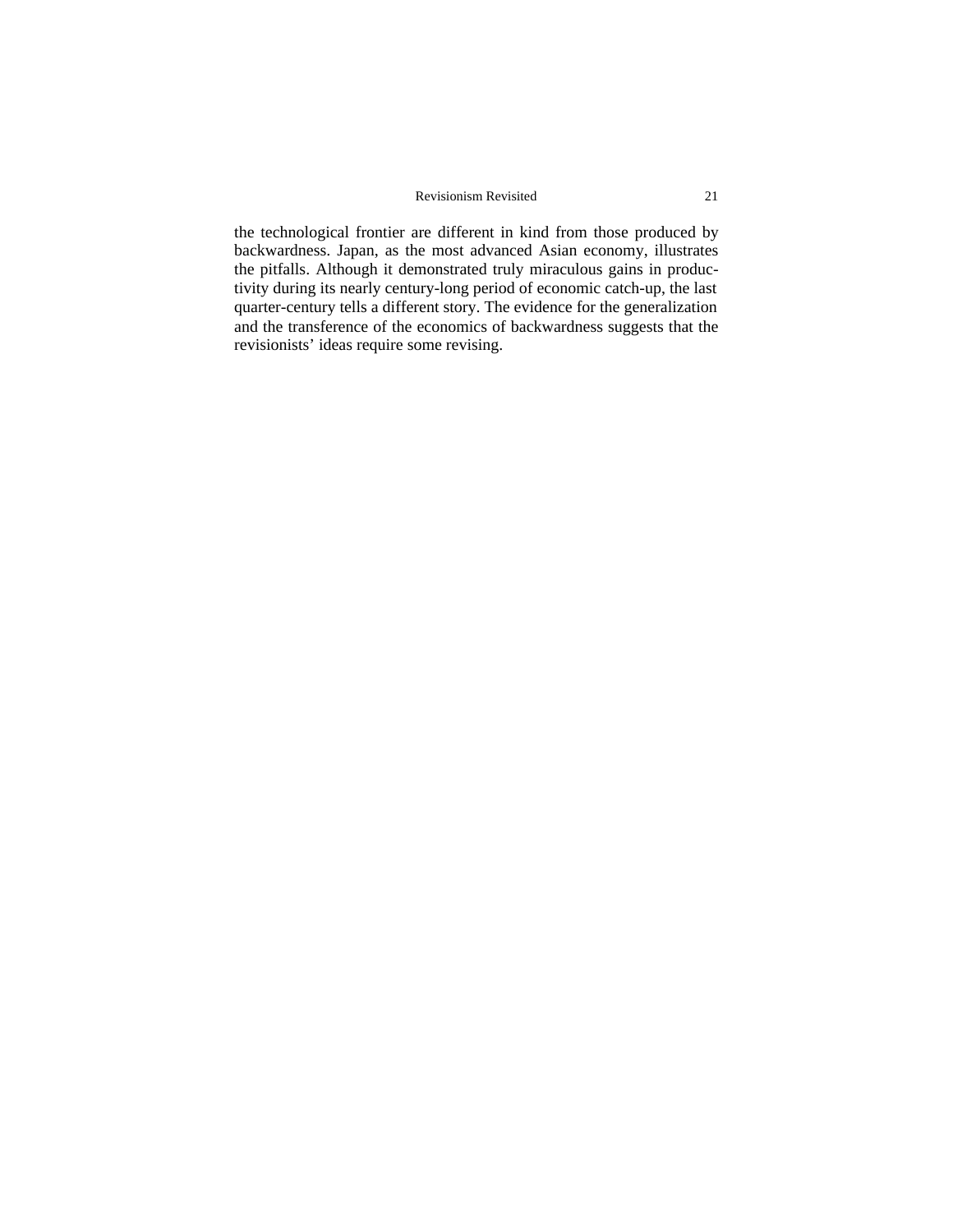the technological frontier are different in kind from those produced by backwardness. Japan, as the most advanced Asian economy, illustrates the pitfalls. Although it demonstrated truly miraculous gains in productivity during its nearly century-long period of economic catch-up, the last quarter-century tells a different story. The evidence for the generalization and the transference of the economics of backwardness suggests that the revisionists' ideas require some revising.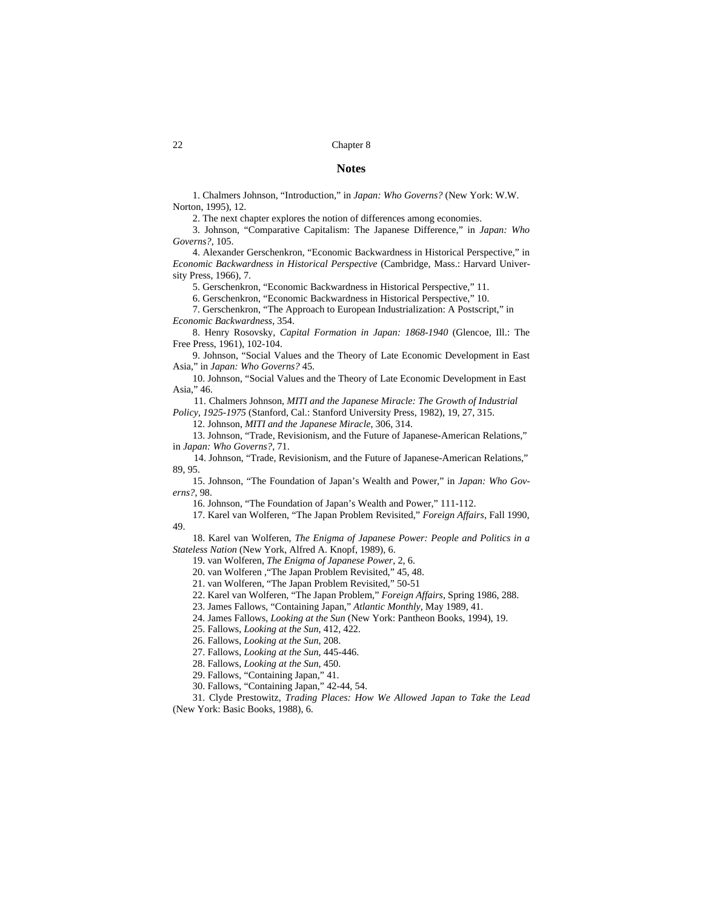## Notes

1. Chalmers Johnson, "Introduction," in *Japan: Who Governs?* (New York: W.W. Norton, 1995), 12.

2. The next chapter explores the notion of differences among economies.

3. Johnson, "Comparative Capitalism: The Japanese Difference," in *Japan: Who Governs?*, 105.

4. Alexander Gerschenkron, "Economic Backwardness in Historical Perspective," in *Economic Backwardness in Historical Perspective* (Cambridge, Mass.: Harvard University Press, 1966), 7.

5. Gerschenkron, "Economic Backwardness in Historical Perspective," 11.

6. Gerschenkron, "Economic Backwardness in Historical Perspective," 10.

7. Gerschenkron, "The Approach to European Industrialization: A Postscript," in *Economic Backwardness*, 354.

8. Henry Rosovsky, *Capital Formation in Japan: 1868-1940* (Glencoe, Ill.: The Free Press, 1961), 102-104.

9. Johnson, "Social Values and the Theory of Late Economic Development in East Asia," in *Japan: Who Governs?* 45.

10. Johnson, "Social Values and the Theory of Late Economic Development in East Asia," 46.

11. Chalmers Johnson, *MITI and the Japanese Miracle: The Growth of Industrial Policy, 1925-1975* (Stanford, Cal.: Stanford University Press, 1982), 19, 27, 315.

12. Johnson, *MITI and the Japanese Miracle*, 306, 314.

13. Johnson, "Trade, Revisionism, and the Future of Japanese-American Relations," in *Japan: Who Governs?*, 71.

14. Johnson, "Trade, Revisionism, and the Future of Japanese-American Relations," 89, 95.

15. Johnson, "The Foundation of Japan's Wealth and Power," in *Japan: Who Governs?*, 98.

16. Johnson, "The Foundation of Japan's Wealth and Power," 111-112.

17. Karel van Wolferen, "The Japan Problem Revisited," *Foreign Affairs*, Fall 1990, 49.

18. Karel van Wolferen, *The Enigma of Japanese Power: People and Politics in a Stateless Nation* (New York, Alfred A. Knopf, 1989), 6.

19. van Wolferen, *The Enigma of Japanese Power*, 2, 6.

20. van Wolferen ,"The Japan Problem Revisited," 45, 48.

21. van Wolferen, "The Japan Problem Revisited," 50-51

22. Karel van Wolferen, "The Japan Problem," *Foreign Affairs*, Spring 1986, 288.

23. James Fallows, "Containing Japan," *Atlantic Monthly*, May 1989, 41.

24. James Fallows, *Looking at the Sun* (New York: Pantheon Books, 1994), 19.

25. Fallows, *Looking at the Sun*, 412, 422.

26. Fallows, *Looking at the Sun*, 208.

27. Fallows, *Looking at the Sun*, 445-446.

28. Fallows, *Looking at the Sun*, 450.

29. Fallows, "Containing Japan," 41.

30. Fallows, "Containing Japan," 42-44, 54.

31. Clyde Prestowitz, *Trading Places: How We Allowed Japan to Take the Lead* (New York: Basic Books, 1988), 6.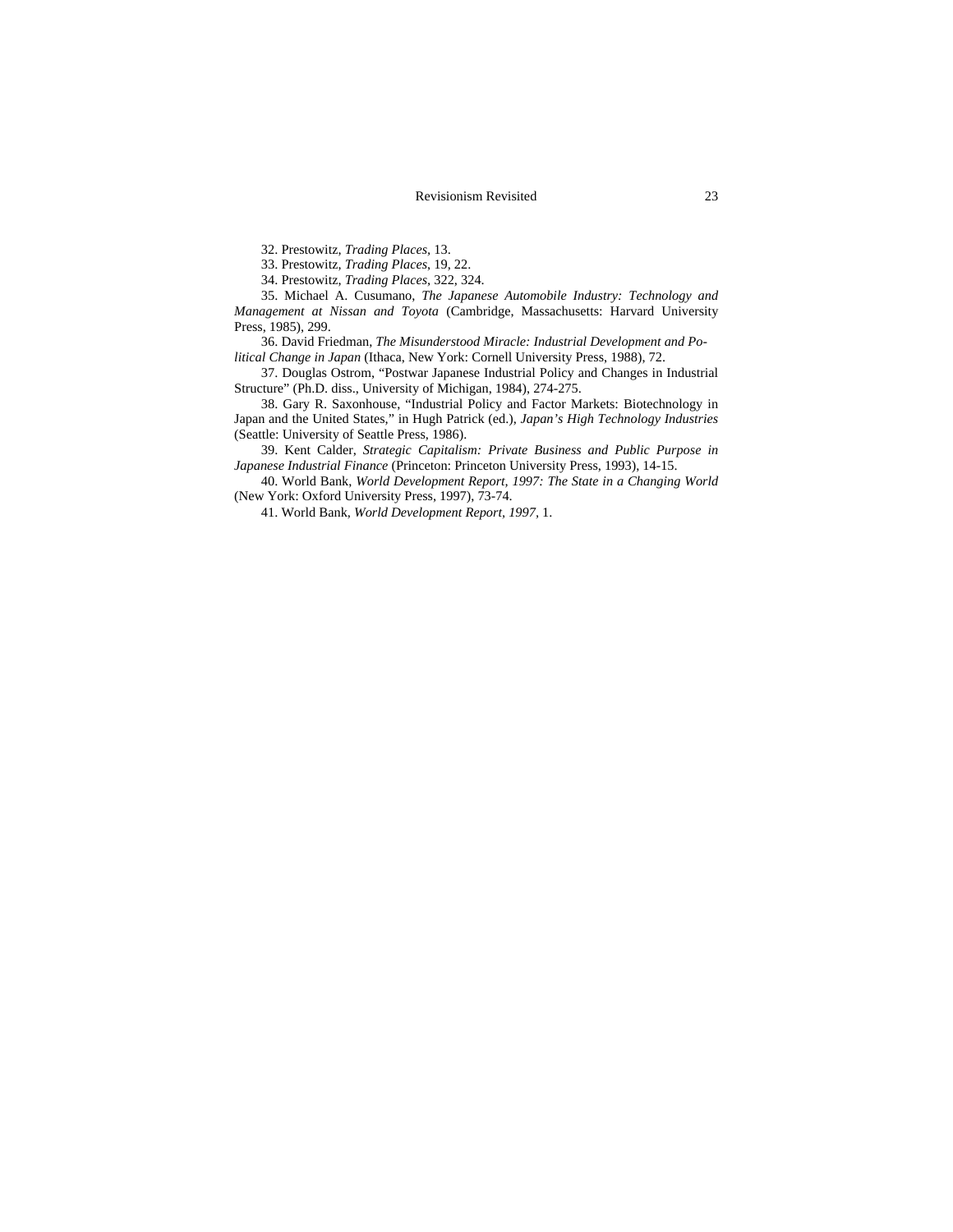32. Prestowitz, *Trading Places*, 13.

33. Prestowitz, *Trading Places*, 19, 22.

34. Prestowitz, *Trading Places*, 322, 324.

35. Michael A. Cusumano, *The Japanese Automobile Industry: Technology and Management at Nissan and Toyota* (Cambridge, Massachusetts: Harvard University Press, 1985), 299.

36. David Friedman, *The Misunderstood Miracle: Industrial Development and Political Change in Japan* (Ithaca, New York: Cornell University Press, 1988), 72.

37. Douglas Ostrom, "Postwar Japanese Industrial Policy and Changes in Industrial Structure" (Ph.D. diss., University of Michigan, 1984), 274-275.

38. Gary R. Saxonhouse, "Industrial Policy and Factor Markets: Biotechnology in Japan and the United States," in Hugh Patrick (ed.), *Japan's High Technology Industries* (Seattle: University of Seattle Press, 1986).

39. Kent Calder, *Strategic Capitalism: Private Business and Public Purpose in Japanese Industrial Finance* (Princeton: Princeton University Press, 1993), 14-15.

40. World Bank, *World Development Report, 1997: The State in a Changing World* (New York: Oxford University Press, 1997), 73-74.

41. World Bank, *World Development Report, 1997*, 1.